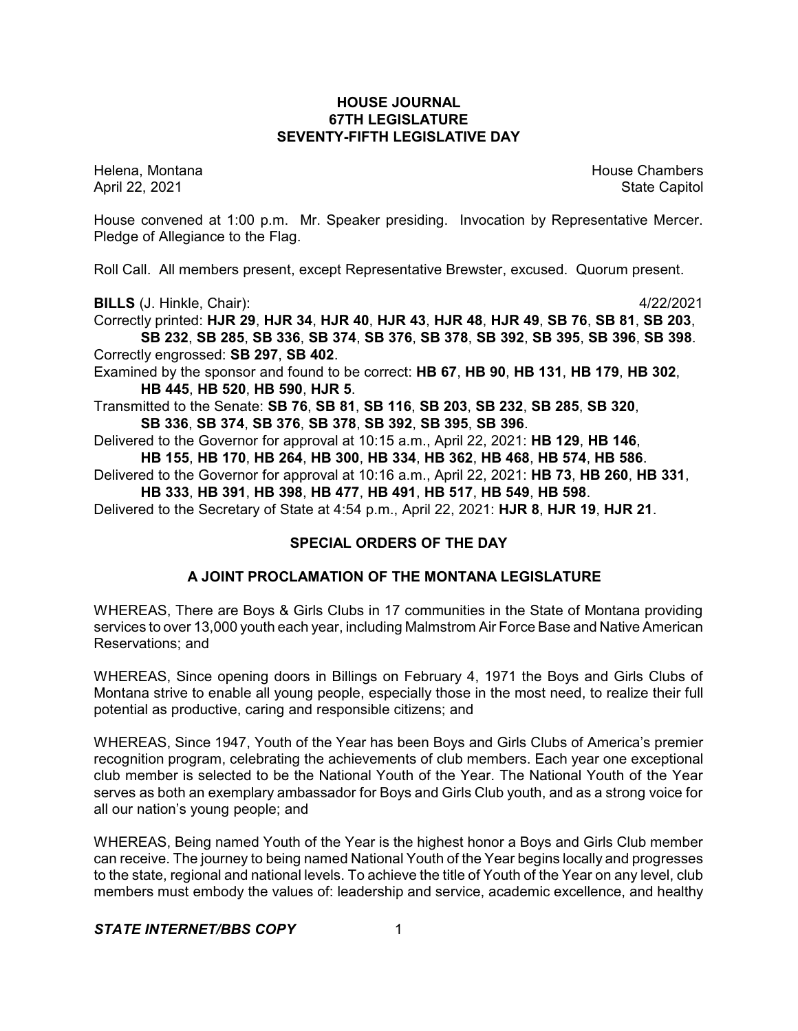# HOUSE JOURNAL
## 67TH LEGISLATURE
## SEVENTY-FIFTH LEGISLATIVE DAY

Helena, Montana House Chambers
April 22, 2021 State Capitol

House convened at 1:00 p.m. Mr. Speaker presiding. Invocation by Representative Mercer. Pledge of Allegiance to the Flag.

Roll Call. All members present, except Representative Brewster, excused. Quorum present.

**BILLS** (J. Hinkle, Chair): 4/22/2021

Correctly printed: **HJR 29**, **HJR 34**, **HJR 40**, **HJR 43**, **HJR 48**, **HJR 49**, **SB 76**, **SB 81**, **SB 203**, **SB 232**, **SB 285**, **SB 336**, **SB 374**, **SB 376**, **SB 378**, **SB 392**, **SB 395**, **SB 396**, **SB 398**.

Correctly engrossed: **SB 297**, **SB 402**.

Examined by the sponsor and found to be correct: **HB 67**, **HB 90**, **HB 131**, **HB 179**, **HB 302**, **HB 445**, **HB 520**, **HB 590**, **HJR 5**.

Transmitted to the Senate: **SB 76**, **SB 81**, **SB 116**, **SB 203**, **SB 232**, **SB 285**, **SB 320**, **SB 336**, **SB 374**, **SB 376**, **SB 378**, **SB 392**, **SB 395**, **SB 396**.

Delivered to the Governor for approval at 10:15 a.m., April 22, 2021: **HB 129**, **HB 146**, **HB 155**, **HB 170**, **HB 264**, **HB 300**, **HB 334**, **HB 362**, **HB 468**, **HB 574**, **HB 586**.

Delivered to the Governor for approval at 10:16 a.m., April 22, 2021: **HB 73**, **HB 260**, **HB 331**, **HB 333**, **HB 391**, **HB 398**, **HB 477**, **HB 491**, **HB 517**, **HB 549**, **HB 598**.

Delivered to the Secretary of State at 4:54 p.m., April 22, 2021: **HJR 8**, **HJR 19**, **HJR 21**.

## SPECIAL ORDERS OF THE DAY

## A JOINT PROCLAMATION OF THE MONTANA LEGISLATURE

WHEREAS, There are Boys & Girls Clubs in 17 communities in the State of Montana providing services to over 13,000 youth each year, including Malmstrom Air Force Base and Native American Reservations; and

WHEREAS, Since opening doors in Billings on February 4, 1971 the Boys and Girls Clubs of Montana strive to enable all young people, especially those in the most need, to realize their full potential as productive, caring and responsible citizens; and

WHEREAS, Since 1947, Youth of the Year has been Boys and Girls Clubs of America's premier recognition program, celebrating the achievements of club members. Each year one exceptional club member is selected to be the National Youth of the Year. The National Youth of the Year serves as both an exemplary ambassador for Boys and Girls Club youth, and as a strong voice for all our nation's young people; and

WHEREAS, Being named Youth of the Year is the highest honor a Boys and Girls Club member can receive. The journey to being named National Youth of the Year begins locally and progresses to the state, regional and national levels. To achieve the title of Youth of the Year on any level, club members must embody the values of: leadership and service, academic excellence, and healthy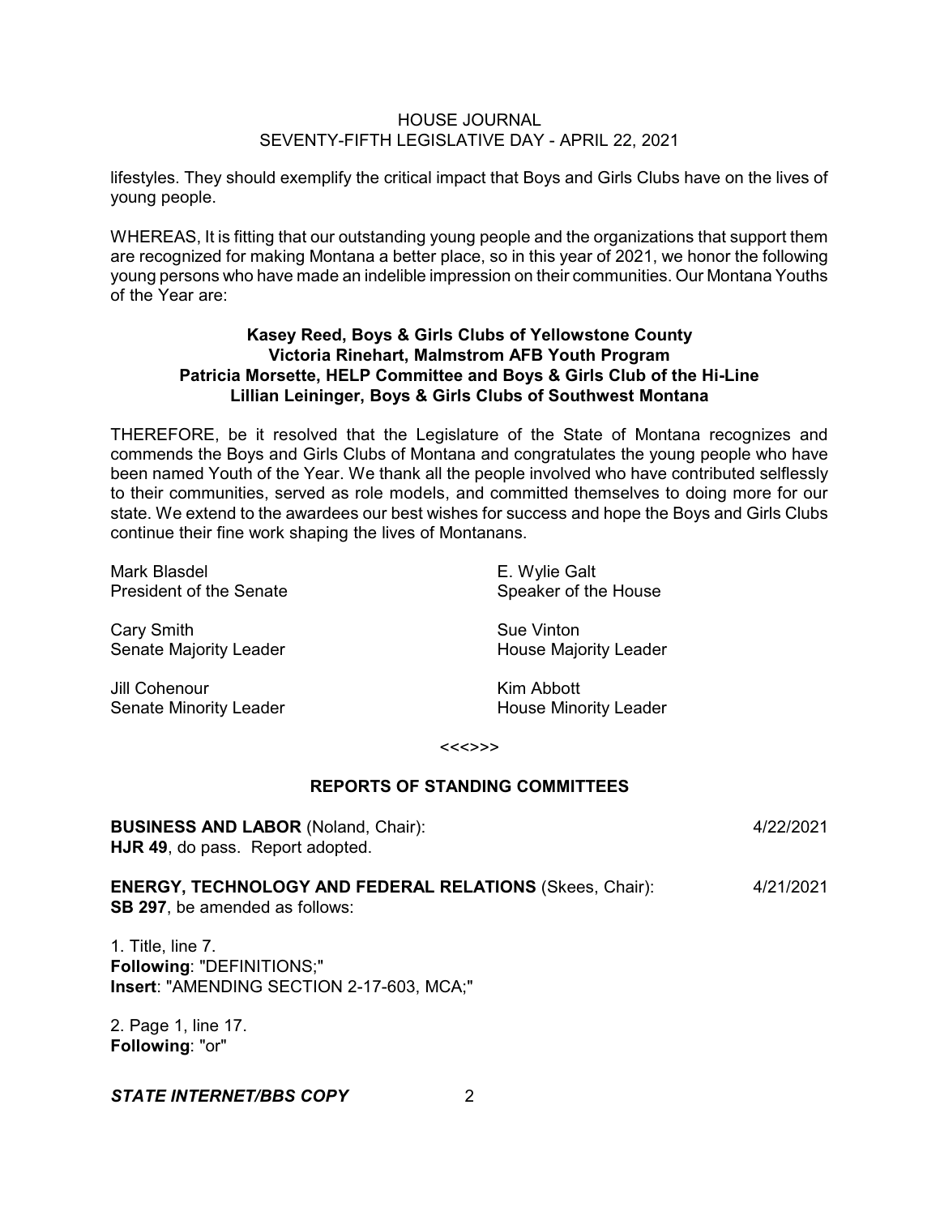lifestyles. They should exemplify the critical impact that Boys and Girls Clubs have on the lives of young people.

WHEREAS, It is fitting that our outstanding young people and the organizations that support them are recognized for making Montana a better place, so in this year of 2021, we honor the following young persons who have made an indelible impression on their communities. Our Montana Youths of the Year are:

**Kasey Reed, Boys & Girls Clubs of Yellowstone County**
**Victoria Rinehart, Malmstrom AFB Youth Program**
**Patricia Morsette, HELP Committee and Boys & Girls Club of the Hi-Line**
**Lillian Leininger, Boys & Girls Clubs of Southwest Montana**

THEREFORE, be it resolved that the Legislature of the State of Montana recognizes and commends the Boys and Girls Clubs of Montana and congratulates the young people who have been named Youth of the Year. We thank all the people involved who have contributed selflessly to their communities, served as role models, and committed themselves to doing more for our state. We extend to the awardees our best wishes for success and hope the Boys and Girls Clubs continue their fine work shaping the lives of Montanans.

Mark Blasdel
President of the Senate

E. Wylie Galt
Speaker of the House

Cary Smith
Senate Majority Leader

Sue Vinton
House Majority Leader

Jill Cohenour
Senate Minority Leader

Kim Abbott
House Minority Leader

<<<>>>

## REPORTS OF STANDING COMMITTEES

**BUSINESS AND LABOR** (Noland, Chair): 4/22/2021
**HJR 49**, do pass. Report adopted.

**ENERGY, TECHNOLOGY AND FEDERAL RELATIONS** (Skees, Chair): 4/21/2021
**SB 297**, be amended as follows:

1. Title, line 7.
**Following**: "DEFINITIONS;"
**Insert**: "AMENDING SECTION 2-17-603, MCA;"

2. Page 1, line 17.
**Following**: "or"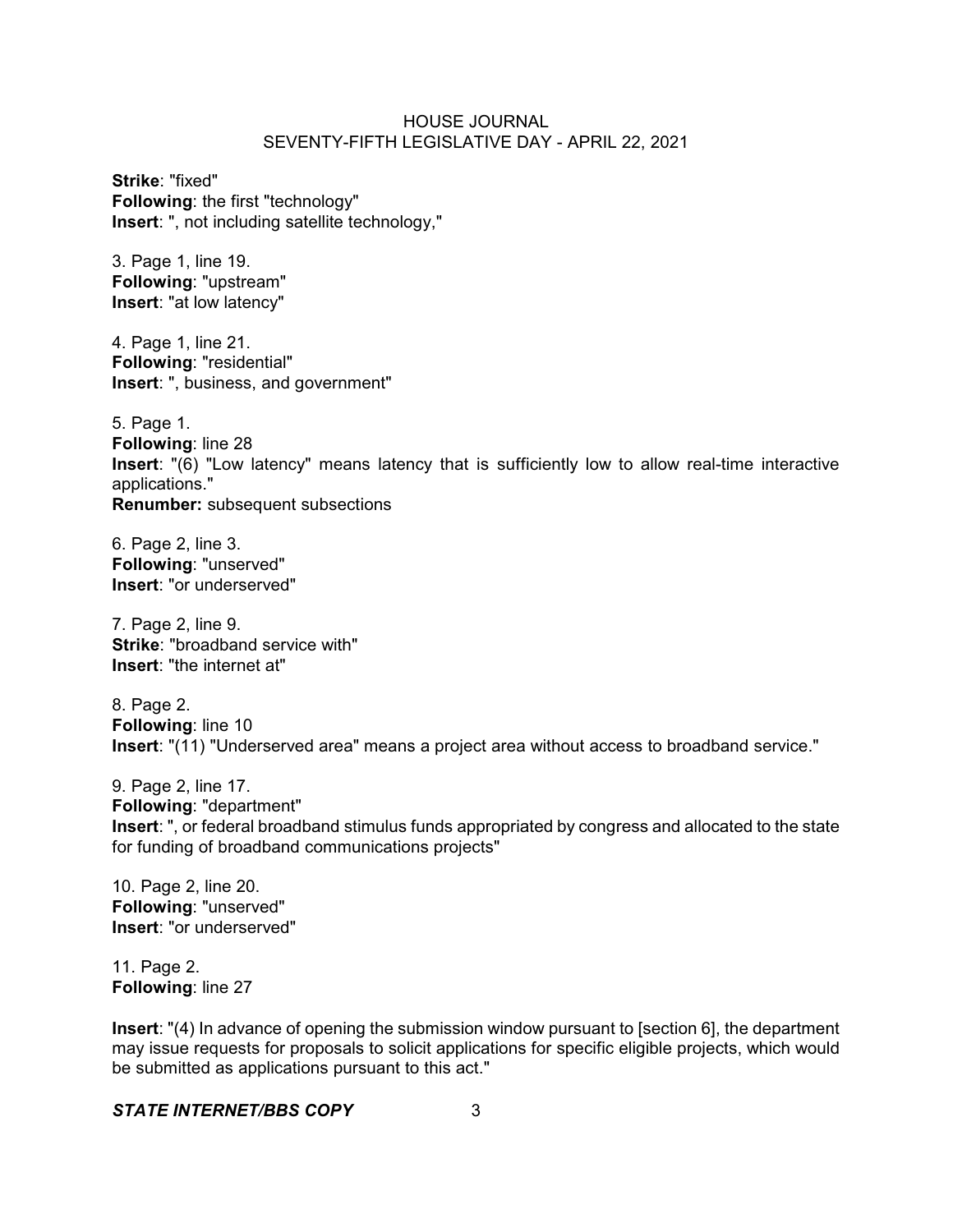**Strike**: "fixed"
**Following**: the first "technology"
**Insert**: ", not including satellite technology,"

3. Page 1, line 19.
**Following**: "upstream"
**Insert**: "at low latency"

4. Page 1, line 21.
**Following**: "residential"
**Insert**: ", business, and government"

5. Page 1.
**Following**: line 28
**Insert**: "(6) "Low latency" means latency that is sufficiently low to allow real-time interactive applications."
**Renumber:** subsequent subsections

6. Page 2, line 3.
**Following**: "unserved"
**Insert**: "or underserved"

7. Page 2, line 9.
**Strike**: "broadband service with"
**Insert**: "the internet at"

8. Page 2.
**Following**: line 10
**Insert**: "(11) "Underserved area" means a project area without access to broadband service."

9. Page 2, line 17.
**Following**: "department"
**Insert**: ", or federal broadband stimulus funds appropriated by congress and allocated to the state for funding of broadband communications projects"

10. Page 2, line 20.
**Following**: "unserved"
**Insert**: "or underserved"

11. Page 2.
**Following**: line 27

**Insert**: "(4) In advance of opening the submission window pursuant to [section 6], the department may issue requests for proposals to solicit applications for specific eligible projects, which would be submitted as applications pursuant to this act."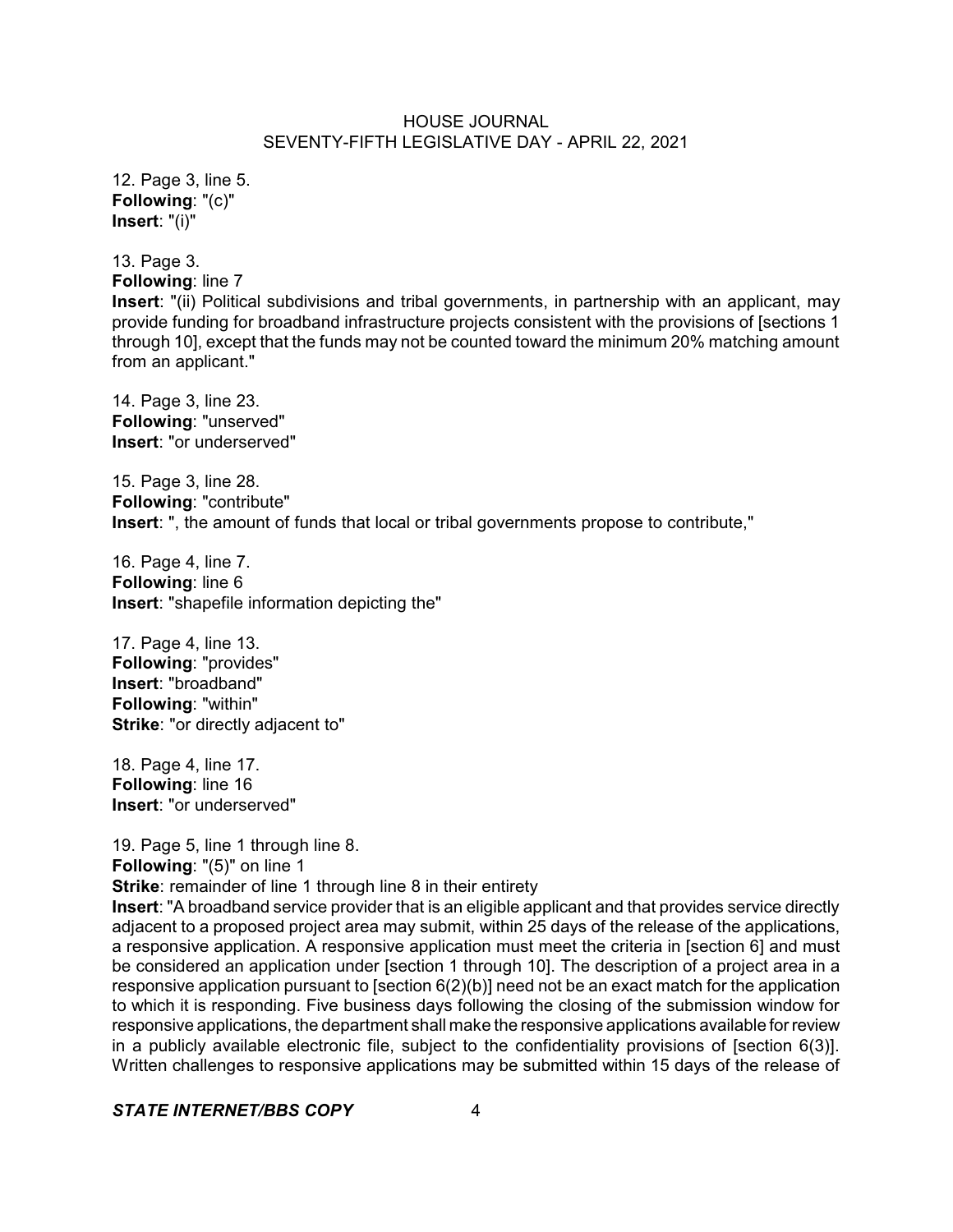12. Page 3, line 5.
**Following**: "(c)"
**Insert**: "(i)"

13. Page 3.
**Following**: line 7
**Insert**: "(ii) Political subdivisions and tribal governments, in partnership with an applicant, may provide funding for broadband infrastructure projects consistent with the provisions of [sections 1 through 10], except that the funds may not be counted toward the minimum 20% matching amount from an applicant."

14. Page 3, line 23.
**Following**: "unserved"
**Insert**: "or underserved"

15. Page 3, line 28.
**Following**: "contribute"
**Insert**: ", the amount of funds that local or tribal governments propose to contribute,"

16. Page 4, line 7.
**Following**: line 6
**Insert**: "shapefile information depicting the"

17. Page 4, line 13.
**Following**: "provides"
**Insert**: "broadband"
**Following**: "within"
**Strike**: "or directly adjacent to"

18. Page 4, line 17.
**Following**: line 16
**Insert**: "or underserved"

19. Page 5, line 1 through line 8.
**Following**: "(5)" on line 1
**Strike**: remainder of line 1 through line 8 in their entirety
**Insert**: "A broadband service provider that is an eligible applicant and that provides service directly adjacent to a proposed project area may submit, within 25 days of the release of the applications, a responsive application. A responsive application must meet the criteria in [section 6] and must be considered an application under [section 1 through 10]. The description of a project area in a responsive application pursuant to [section 6(2)(b)] need not be an exact match for the application to which it is responding. Five business days following the closing of the submission window for responsive applications, the department shall make the responsive applications available for review in a publicly available electronic file, subject to the confidentiality provisions of [section 6(3)]. Written challenges to responsive applications may be submitted within 15 days of the release of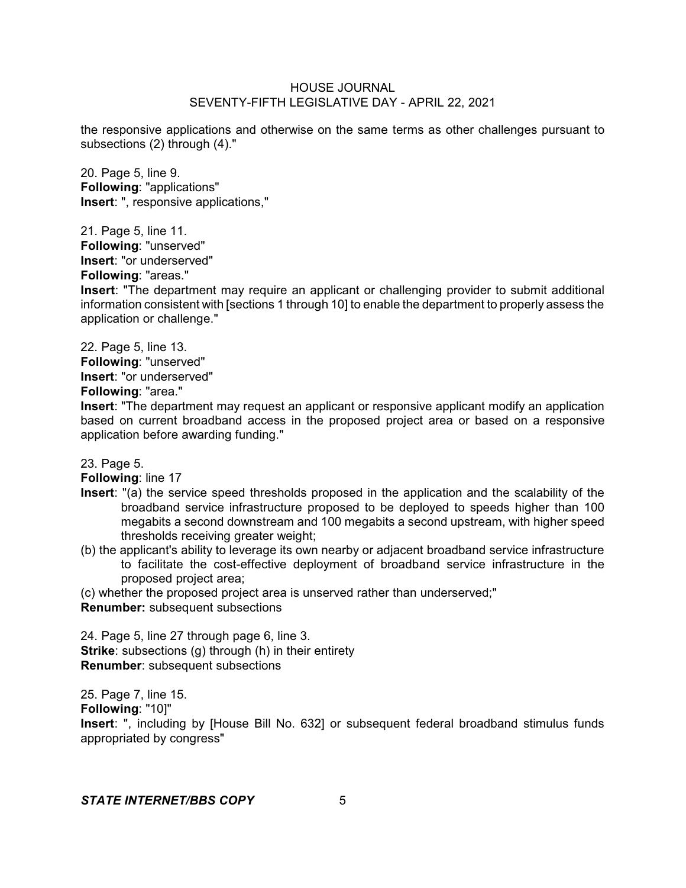the responsive applications and otherwise on the same terms as other challenges pursuant to subsections (2) through (4)."

20. Page 5, line 9.
**Following**: "applications"
**Insert**: ", responsive applications,"

21. Page 5, line 11.
**Following**: "unserved"
**Insert**: "or underserved"
**Following**: "areas."
**Insert**: "The department may require an applicant or challenging provider to submit additional information consistent with [sections 1 through 10] to enable the department to properly assess the application or challenge."

22. Page 5, line 13.
**Following**: "unserved"
**Insert**: "or underserved"
**Following**: "area."
**Insert**: "The department may request an applicant or responsive applicant modify an application based on current broadband access in the proposed project area or based on a responsive application before awarding funding."

23. Page 5.
**Following**: line 17
**Insert**: "(a) the service speed thresholds proposed in the application and the scalability of the broadband service infrastructure proposed to be deployed to speeds higher than 100 megabits a second downstream and 100 megabits a second upstream, with higher speed thresholds receiving greater weight;
(b) the applicant's ability to leverage its own nearby or adjacent broadband service infrastructure to facilitate the cost-effective deployment of broadband service infrastructure in the proposed project area;
(c) whether the proposed project area is unserved rather than underserved;"
**Renumber:** subsequent subsections

24. Page 5, line 27 through page 6, line 3.
**Strike**: subsections (g) through (h) in their entirety
**Renumber**: subsequent subsections

25. Page 7, line 15.
**Following**: "10]"
**Insert**: ", including by [House Bill No. 632] or subsequent federal broadband stimulus funds appropriated by congress"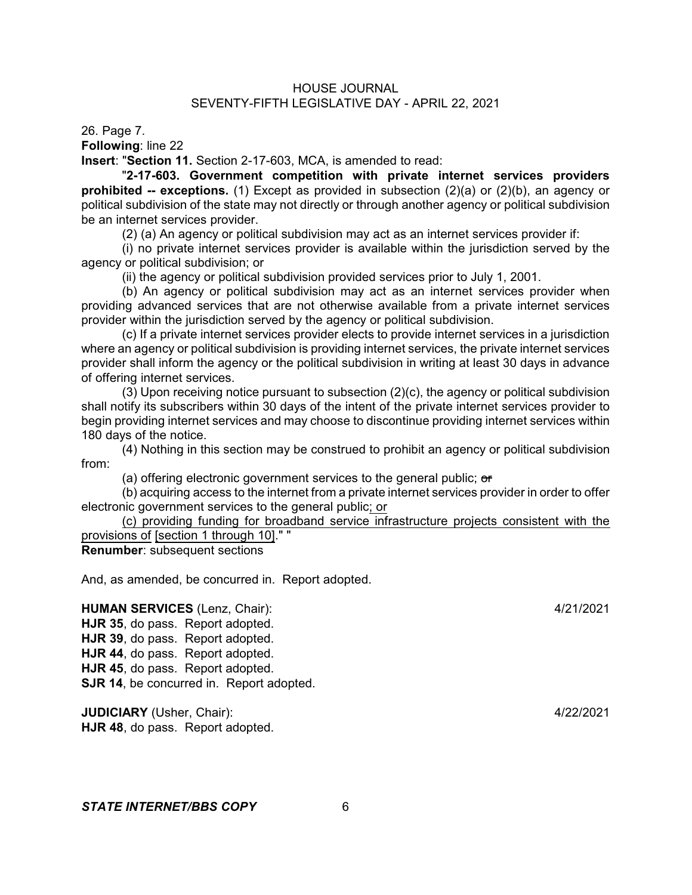26. Page 7.

**Following**: line 22

**Insert**: "**Section 11.** Section 2-17-603, MCA, is amended to read:

"**2-17-603. Government competition with private internet services providers prohibited -- exceptions.** (1) Except as provided in subsection (2)(a) or (2)(b), an agency or political subdivision of the state may not directly or through another agency or political subdivision be an internet services provider.

(2) (a) An agency or political subdivision may act as an internet services provider if:

(i) no private internet services provider is available within the jurisdiction served by the agency or political subdivision; or

(ii) the agency or political subdivision provided services prior to July 1, 2001.

(b) An agency or political subdivision may act as an internet services provider when providing advanced services that are not otherwise available from a private internet services provider within the jurisdiction served by the agency or political subdivision.

(c) If a private internet services provider elects to provide internet services in a jurisdiction where an agency or political subdivision is providing internet services, the private internet services provider shall inform the agency or the political subdivision in writing at least 30 days in advance of offering internet services.

(3) Upon receiving notice pursuant to subsection (2)(c), the agency or political subdivision shall notify its subscribers within 30 days of the intent of the private internet services provider to begin providing internet services and may choose to discontinue providing internet services within 180 days of the notice.

(4) Nothing in this section may be construed to prohibit an agency or political subdivision from:

(a) offering electronic government services to the general public; ~~or~~

(b) acquiring access to the internet from a private internet services provider in order to offer electronic government services to the general public<u>; or</u>

<u>(c) providing funding for broadband service infrastructure projects consistent with the provisions of [section 1 through 10]</u>." "

**Renumber**: subsequent sections

And, as amended, be concurred in. Report adopted.

**HUMAN SERVICES** (Lenz, Chair): 4/21/2021

**HJR 35**, do pass. Report adopted.
**HJR 39**, do pass. Report adopted.
**HJR 44**, do pass. Report adopted.
**HJR 45**, do pass. Report adopted.
**SJR 14**, be concurred in. Report adopted.

**JUDICIARY** (Usher, Chair): 4/22/2021

**HJR 48**, do pass. Report adopted.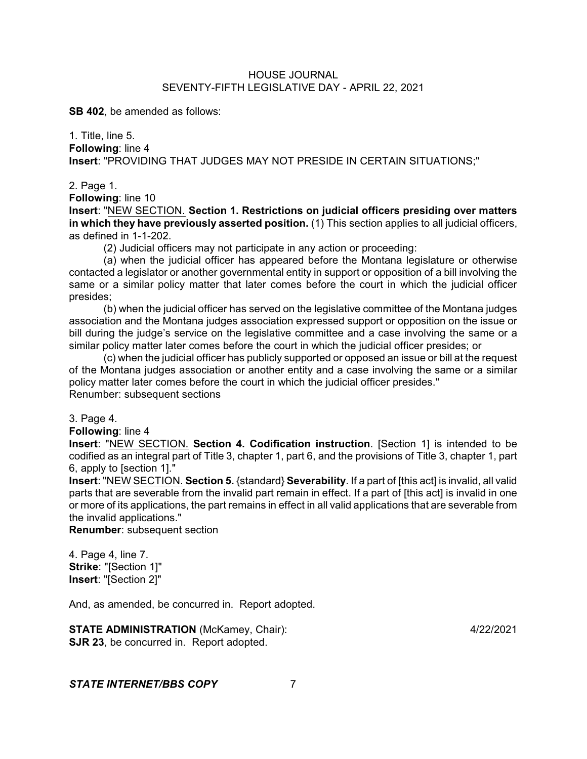**SB 402**, be amended as follows:

1. Title, line 5.
**Following**: line 4
**Insert**: "PROVIDING THAT JUDGES MAY NOT PRESIDE IN CERTAIN SITUATIONS;"

2. Page 1.
**Following**: line 10
**Insert**: "NEW SECTION. **Section 1. Restrictions on judicial officers presiding over matters in which they have previously asserted position.** (1) This section applies to all judicial officers, as defined in 1-1-202.

(2) Judicial officers may not participate in any action or proceeding:

(a) when the judicial officer has appeared before the Montana legislature or otherwise contacted a legislator or another governmental entity in support or opposition of a bill involving the same or a similar policy matter that later comes before the court in which the judicial officer presides;

(b) when the judicial officer has served on the legislative committee of the Montana judges association and the Montana judges association expressed support or opposition on the issue or bill during the judge's service on the legislative committee and a case involving the same or a similar policy matter later comes before the court in which the judicial officer presides; or

(c) when the judicial officer has publicly supported or opposed an issue or bill at the request of the Montana judges association or another entity and a case involving the same or a similar policy matter later comes before the court in which the judicial officer presides."
Renumber: subsequent sections

3. Page 4.
**Following**: line 4
**Insert**: "NEW SECTION. **Section 4. Codification instruction**. [Section 1] is intended to be codified as an integral part of Title 3, chapter 1, part 6, and the provisions of Title 3, chapter 1, part 6, apply to [section 1]."
**Insert**: "NEW SECTION. **Section 5.** {standard} **Severability**. If a part of [this act] is invalid, all valid parts that are severable from the invalid part remain in effect. If a part of [this act] is invalid in one or more of its applications, the part remains in effect in all valid applications that are severable from the invalid applications."
**Renumber**: subsequent section

4. Page 4, line 7.
**Strike**: "[Section 1]"
**Insert**: "[Section 2]"

And, as amended, be concurred in. Report adopted.

**STATE ADMINISTRATION** (McKamey, Chair): 4/22/2021
**SJR 23**, be concurred in. Report adopted.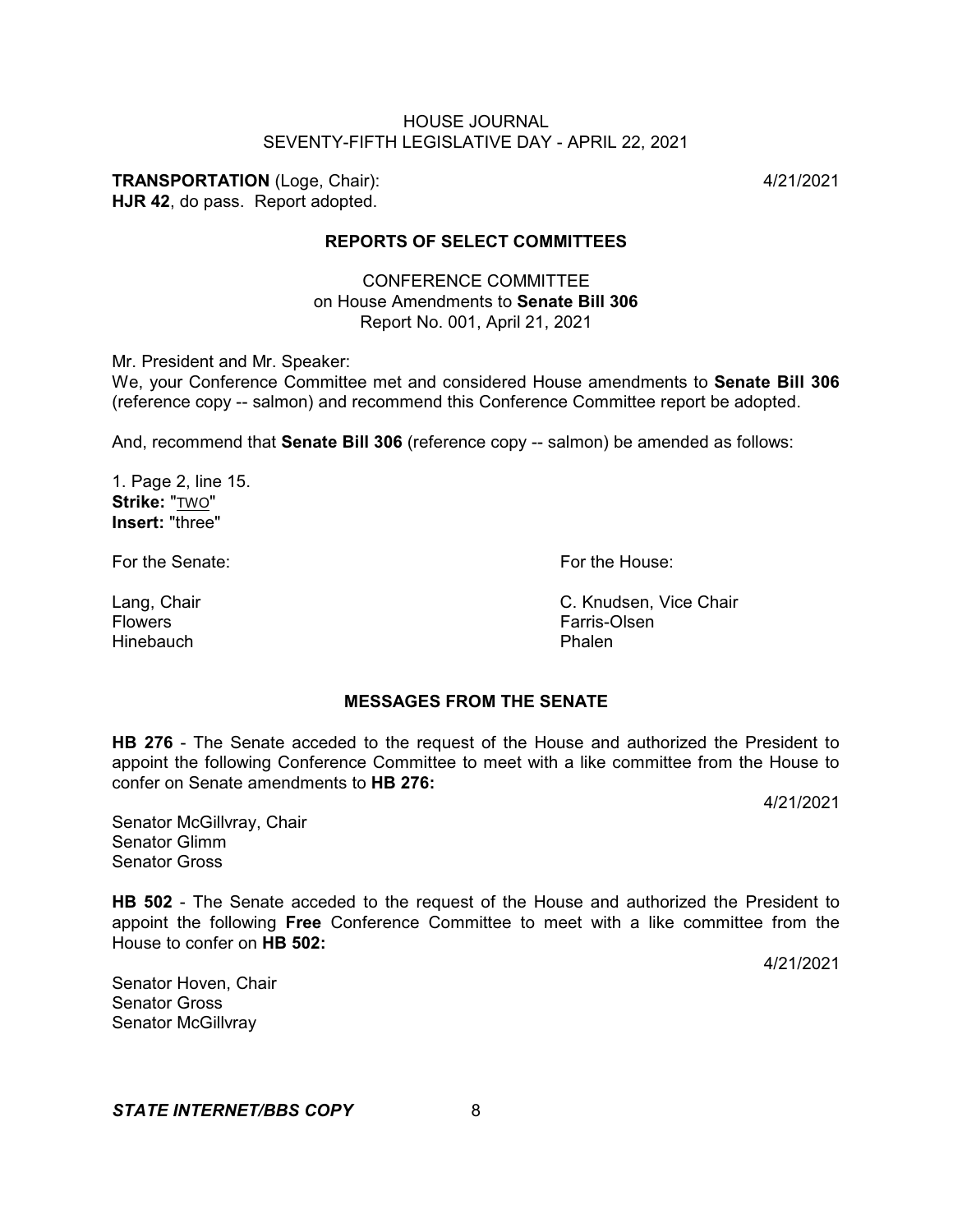**TRANSPORTATION** (Loge, Chair): 4/21/2021
**HJR 42**, do pass. Report adopted.

## REPORTS OF SELECT COMMITTEES

CONFERENCE COMMITTEE
on House Amendments to **Senate Bill 306**
Report No. 001, April 21, 2021

Mr. President and Mr. Speaker:
We, your Conference Committee met and considered House amendments to **Senate Bill 306** (reference copy -- salmon) and recommend this Conference Committee report be adopted.

And, recommend that **Senate Bill 306** (reference copy -- salmon) be amended as follows:

1. Page 2, line 15.
**Strike:** "TWO"
**Insert:** "three"

| For the Senate: | For the House: |
|---|---|
| Lang, Chair | C. Knudsen, Vice Chair |
| Flowers | Farris-Olsen |
| Hinebauch | Phalen |

## MESSAGES FROM THE SENATE

**HB 276** - The Senate acceded to the request of the House and authorized the President to appoint the following Conference Committee to meet with a like committee from the House to confer on Senate amendments to **HB 276:**

4/21/2021

Senator McGillvray, Chair
Senator Glimm
Senator Gross

**HB 502** - The Senate acceded to the request of the House and authorized the President to appoint the following **Free** Conference Committee to meet with a like committee from the House to confer on **HB 502:**

4/21/2021

Senator Hoven, Chair
Senator Gross
Senator McGillvray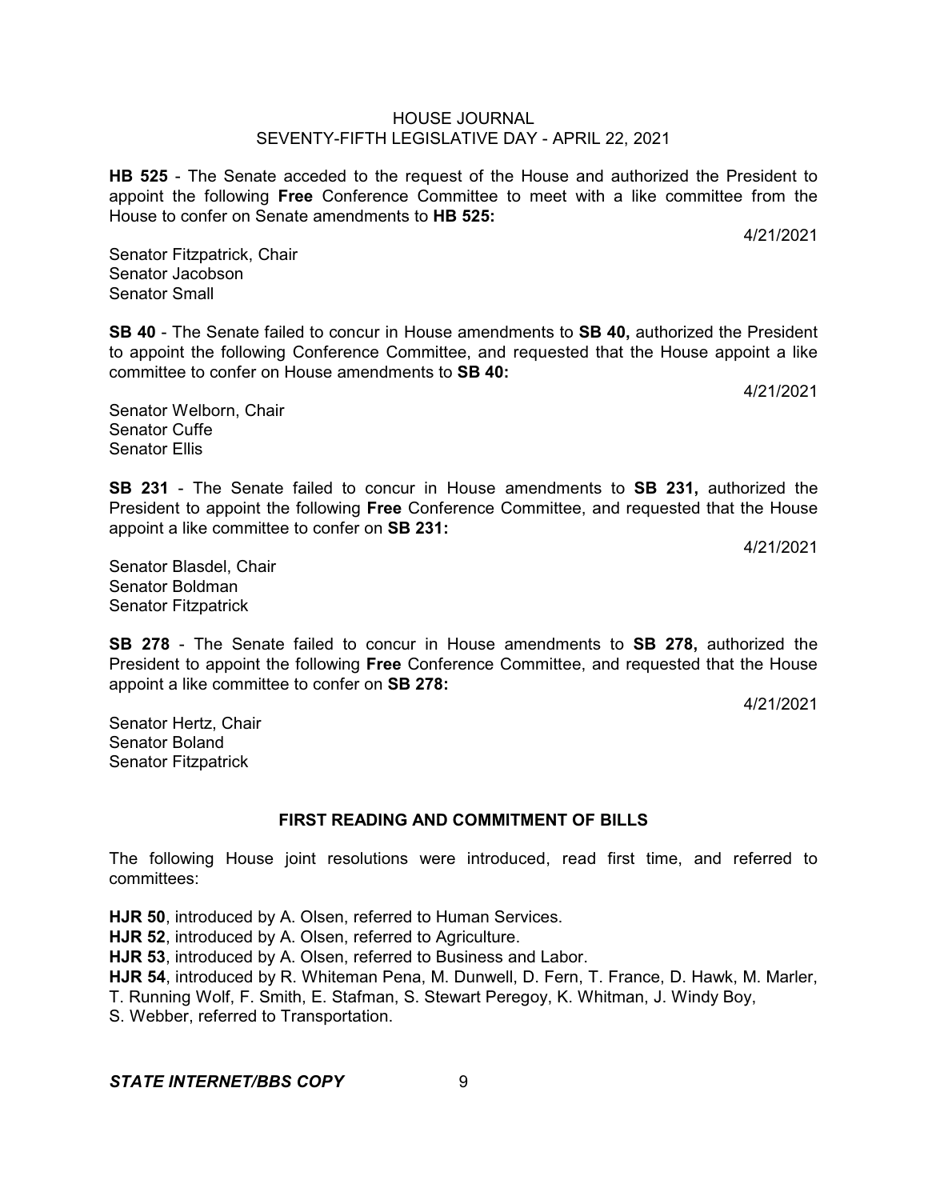**HB 525** - The Senate acceded to the request of the House and authorized the President to appoint the following **Free** Conference Committee to meet with a like committee from the House to confer on Senate amendments to **HB 525:**

4/21/2021

Senator Fitzpatrick, Chair
Senator Jacobson
Senator Small

**SB 40** - The Senate failed to concur in House amendments to **SB 40,** authorized the President to appoint the following Conference Committee, and requested that the House appoint a like committee to confer on House amendments to **SB 40:**

4/21/2021

Senator Welborn, Chair
Senator Cuffe
Senator Ellis

**SB 231** - The Senate failed to concur in House amendments to **SB 231,** authorized the President to appoint the following **Free** Conference Committee, and requested that the House appoint a like committee to confer on **SB 231:**

4/21/2021

Senator Blasdel, Chair
Senator Boldman
Senator Fitzpatrick

**SB 278** - The Senate failed to concur in House amendments to **SB 278,** authorized the President to appoint the following **Free** Conference Committee, and requested that the House appoint a like committee to confer on **SB 278:**

4/21/2021

Senator Hertz, Chair
Senator Boland
Senator Fitzpatrick

## FIRST READING AND COMMITMENT OF BILLS

The following House joint resolutions were introduced, read first time, and referred to committees:

**HJR 50**, introduced by A. Olsen, referred to Human Services.
**HJR 52**, introduced by A. Olsen, referred to Agriculture.
**HJR 53**, introduced by A. Olsen, referred to Business and Labor.
**HJR 54**, introduced by R. Whiteman Pena, M. Dunwell, D. Fern, T. France, D. Hawk, M. Marler, T. Running Wolf, F. Smith, E. Stafman, S. Stewart Peregoy, K. Whitman, J. Windy Boy, S. Webber, referred to Transportation.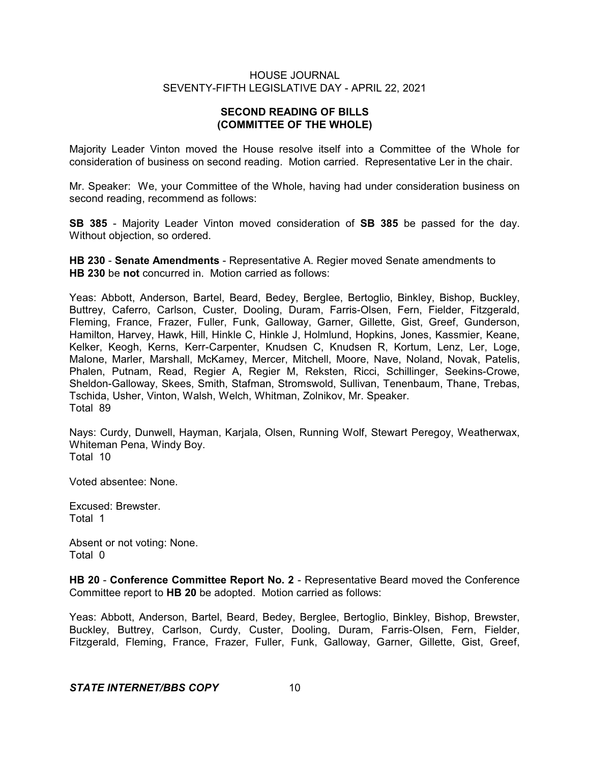## SECOND READING OF BILLS (COMMITTEE OF THE WHOLE)

Majority Leader Vinton moved the House resolve itself into a Committee of the Whole for consideration of business on second reading. Motion carried. Representative Ler in the chair.

Mr. Speaker: We, your Committee of the Whole, having had under consideration business on second reading, recommend as follows:

**SB 385** - Majority Leader Vinton moved consideration of **SB 385** be passed for the day. Without objection, so ordered.

**HB 230** - **Senate Amendments** - Representative A. Regier moved Senate amendments to **HB 230** be **not** concurred in. Motion carried as follows:

Yeas: Abbott, Anderson, Bartel, Beard, Bedey, Berglee, Bertoglio, Binkley, Bishop, Buckley, Buttrey, Caferro, Carlson, Custer, Dooling, Duram, Farris-Olsen, Fern, Fielder, Fitzgerald, Fleming, France, Frazer, Fuller, Funk, Galloway, Garner, Gillette, Gist, Greef, Gunderson, Hamilton, Harvey, Hawk, Hill, Hinkle C, Hinkle J, Holmlund, Hopkins, Jones, Kassmier, Keane, Kelker, Keogh, Kerns, Kerr-Carpenter, Knudsen C, Knudsen R, Kortum, Lenz, Ler, Loge, Malone, Marler, Marshall, McKamey, Mercer, Mitchell, Moore, Nave, Noland, Novak, Patelis, Phalen, Putnam, Read, Regier A, Regier M, Reksten, Ricci, Schillinger, Seekins-Crowe, Sheldon-Galloway, Skees, Smith, Stafman, Stromswold, Sullivan, Tenenbaum, Thane, Trebas, Tschida, Usher, Vinton, Walsh, Welch, Whitman, Zolnikov, Mr. Speaker.
Total 89

Nays: Curdy, Dunwell, Hayman, Karjala, Olsen, Running Wolf, Stewart Peregoy, Weatherwax, Whiteman Pena, Windy Boy.
Total 10

Voted absentee: None.

Excused: Brewster.
Total 1

Absent or not voting: None.
Total 0

**HB 20** - **Conference Committee Report No. 2** - Representative Beard moved the Conference Committee report to **HB 20** be adopted. Motion carried as follows:

Yeas: Abbott, Anderson, Bartel, Beard, Bedey, Berglee, Bertoglio, Binkley, Bishop, Brewster, Buckley, Buttrey, Carlson, Curdy, Custer, Dooling, Duram, Farris-Olsen, Fern, Fielder, Fitzgerald, Fleming, France, Frazer, Fuller, Funk, Galloway, Garner, Gillette, Gist, Greef,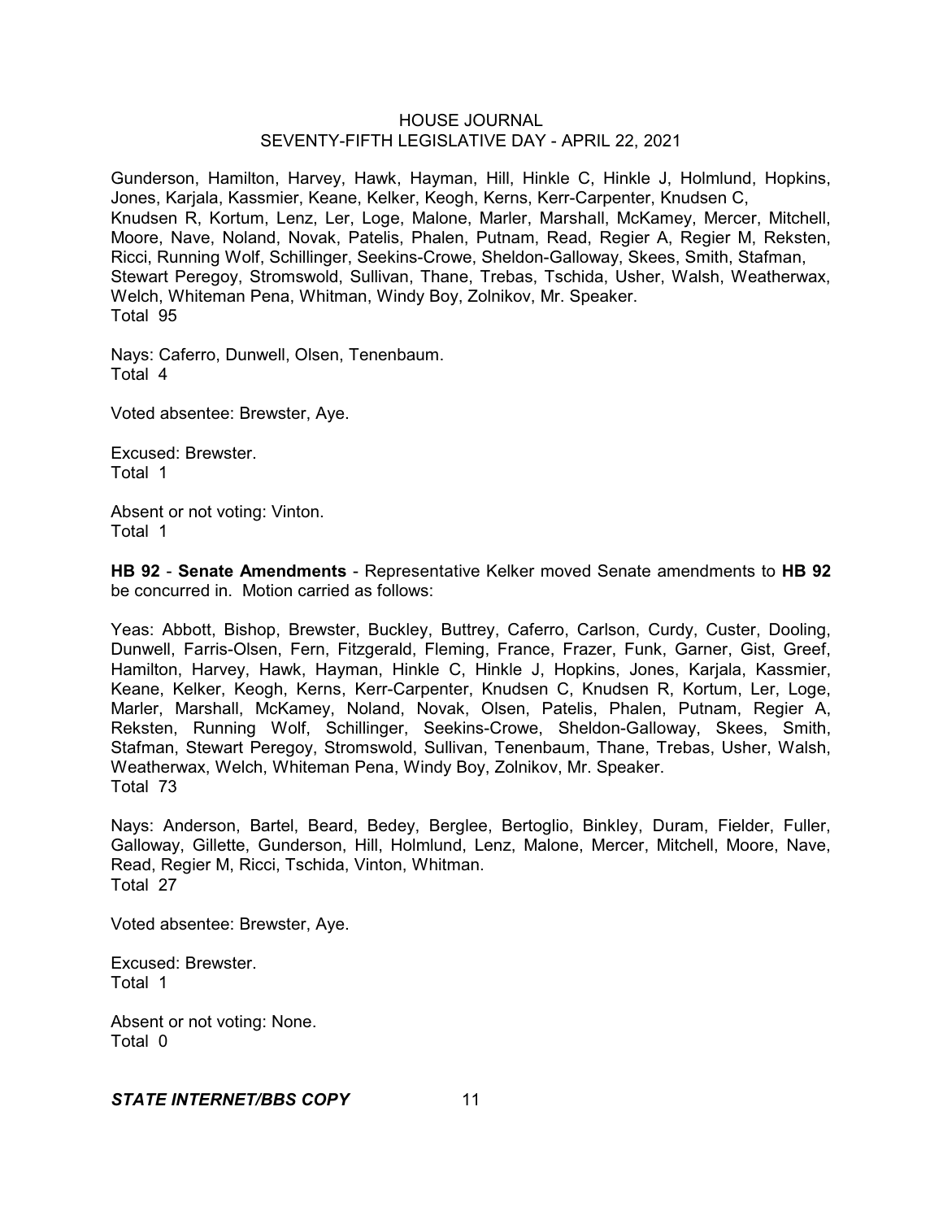Gunderson, Hamilton, Harvey, Hawk, Hayman, Hill, Hinkle C, Hinkle J, Holmlund, Hopkins, Jones, Karjala, Kassmier, Keane, Kelker, Keogh, Kerns, Kerr-Carpenter, Knudsen C, Knudsen R, Kortum, Lenz, Ler, Loge, Malone, Marler, Marshall, McKamey, Mercer, Mitchell, Moore, Nave, Noland, Novak, Patelis, Phalen, Putnam, Read, Regier A, Regier M, Reksten, Ricci, Running Wolf, Schillinger, Seekins-Crowe, Sheldon-Galloway, Skees, Smith, Stafman, Stewart Peregoy, Stromswold, Sullivan, Thane, Trebas, Tschida, Usher, Walsh, Weatherwax, Welch, Whiteman Pena, Whitman, Windy Boy, Zolnikov, Mr. Speaker.
Total 95

Nays: Caferro, Dunwell, Olsen, Tenenbaum.
Total 4

Voted absentee: Brewster, Aye.

Excused: Brewster.
Total 1

Absent or not voting: Vinton.
Total 1

**HB 92** - **Senate Amendments** - Representative Kelker moved Senate amendments to **HB 92** be concurred in. Motion carried as follows:

Yeas: Abbott, Bishop, Brewster, Buckley, Buttrey, Caferro, Carlson, Curdy, Custer, Dooling, Dunwell, Farris-Olsen, Fern, Fitzgerald, Fleming, France, Frazer, Funk, Garner, Gist, Greef, Hamilton, Harvey, Hawk, Hayman, Hinkle C, Hinkle J, Hopkins, Jones, Karjala, Kassmier, Keane, Kelker, Keogh, Kerns, Kerr-Carpenter, Knudsen C, Knudsen R, Kortum, Ler, Loge, Marler, Marshall, McKamey, Noland, Novak, Olsen, Patelis, Phalen, Putnam, Regier A, Reksten, Running Wolf, Schillinger, Seekins-Crowe, Sheldon-Galloway, Skees, Smith, Stafman, Stewart Peregoy, Stromswold, Sullivan, Tenenbaum, Thane, Trebas, Usher, Walsh, Weatherwax, Welch, Whiteman Pena, Windy Boy, Zolnikov, Mr. Speaker.
Total 73

Nays: Anderson, Bartel, Beard, Bedey, Berglee, Bertoglio, Binkley, Duram, Fielder, Fuller, Galloway, Gillette, Gunderson, Hill, Holmlund, Lenz, Malone, Mercer, Mitchell, Moore, Nave, Read, Regier M, Ricci, Tschida, Vinton, Whitman.
Total 27

Voted absentee: Brewster, Aye.

Excused: Brewster.
Total 1

Absent or not voting: None.
Total 0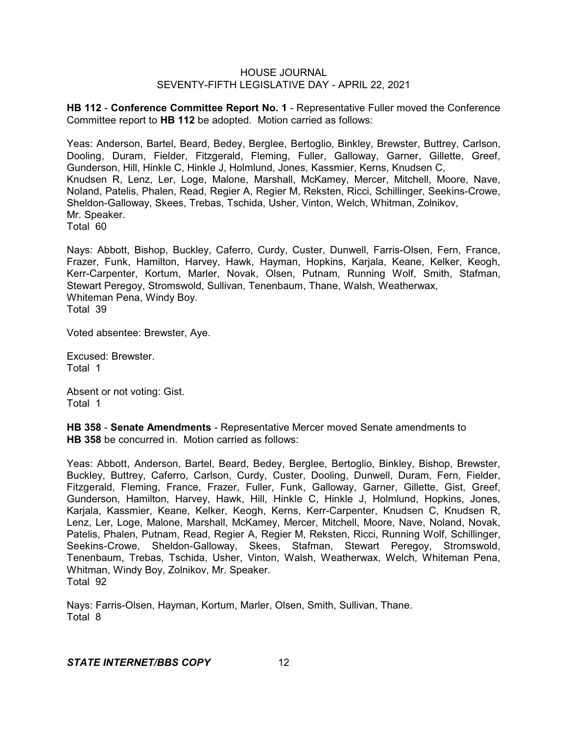**HB 112** - **Conference Committee Report No. 1** - Representative Fuller moved the Conference Committee report to **HB 112** be adopted. Motion carried as follows:

Yeas: Anderson, Bartel, Beard, Bedey, Berglee, Bertoglio, Binkley, Brewster, Buttrey, Carlson, Dooling, Duram, Fielder, Fitzgerald, Fleming, Fuller, Galloway, Garner, Gillette, Greef, Gunderson, Hill, Hinkle C, Hinkle J, Holmlund, Jones, Kassmier, Kerns, Knudsen C, Knudsen R, Lenz, Ler, Loge, Malone, Marshall, McKamey, Mercer, Mitchell, Moore, Nave, Noland, Patelis, Phalen, Read, Regier A, Regier M, Reksten, Ricci, Schillinger, Seekins-Crowe, Sheldon-Galloway, Skees, Trebas, Tschida, Usher, Vinton, Welch, Whitman, Zolnikov, Mr. Speaker.
Total 60

Nays: Abbott, Bishop, Buckley, Caferro, Curdy, Custer, Dunwell, Farris-Olsen, Fern, France, Frazer, Funk, Hamilton, Harvey, Hawk, Hayman, Hopkins, Karjala, Keane, Kelker, Keogh, Kerr-Carpenter, Kortum, Marler, Novak, Olsen, Putnam, Running Wolf, Smith, Stafman, Stewart Peregoy, Stromswold, Sullivan, Tenenbaum, Thane, Walsh, Weatherwax, Whiteman Pena, Windy Boy.
Total 39

Voted absentee: Brewster, Aye.

Excused: Brewster.
Total 1

Absent or not voting: Gist.
Total 1

**HB 358** - **Senate Amendments** - Representative Mercer moved Senate amendments to **HB 358** be concurred in. Motion carried as follows:

Yeas: Abbott, Anderson, Bartel, Beard, Bedey, Berglee, Bertoglio, Binkley, Bishop, Brewster, Buckley, Buttrey, Caferro, Carlson, Curdy, Custer, Dooling, Dunwell, Duram, Fern, Fielder, Fitzgerald, Fleming, France, Frazer, Fuller, Funk, Galloway, Garner, Gillette, Gist, Greef, Gunderson, Hamilton, Harvey, Hawk, Hill, Hinkle C, Hinkle J, Holmlund, Hopkins, Jones, Karjala, Kassmier, Keane, Kelker, Keogh, Kerns, Kerr-Carpenter, Knudsen C, Knudsen R, Lenz, Ler, Loge, Malone, Marshall, McKamey, Mercer, Mitchell, Moore, Nave, Noland, Novak, Patelis, Phalen, Putnam, Read, Regier A, Regier M, Reksten, Ricci, Running Wolf, Schillinger, Seekins-Crowe, Sheldon-Galloway, Skees, Stafman, Stewart Peregoy, Stromswold, Tenenbaum, Trebas, Tschida, Usher, Vinton, Walsh, Weatherwax, Welch, Whiteman Pena, Whitman, Windy Boy, Zolnikov, Mr. Speaker.
Total 92

Nays: Farris-Olsen, Hayman, Kortum, Marler, Olsen, Smith, Sullivan, Thane.
Total 8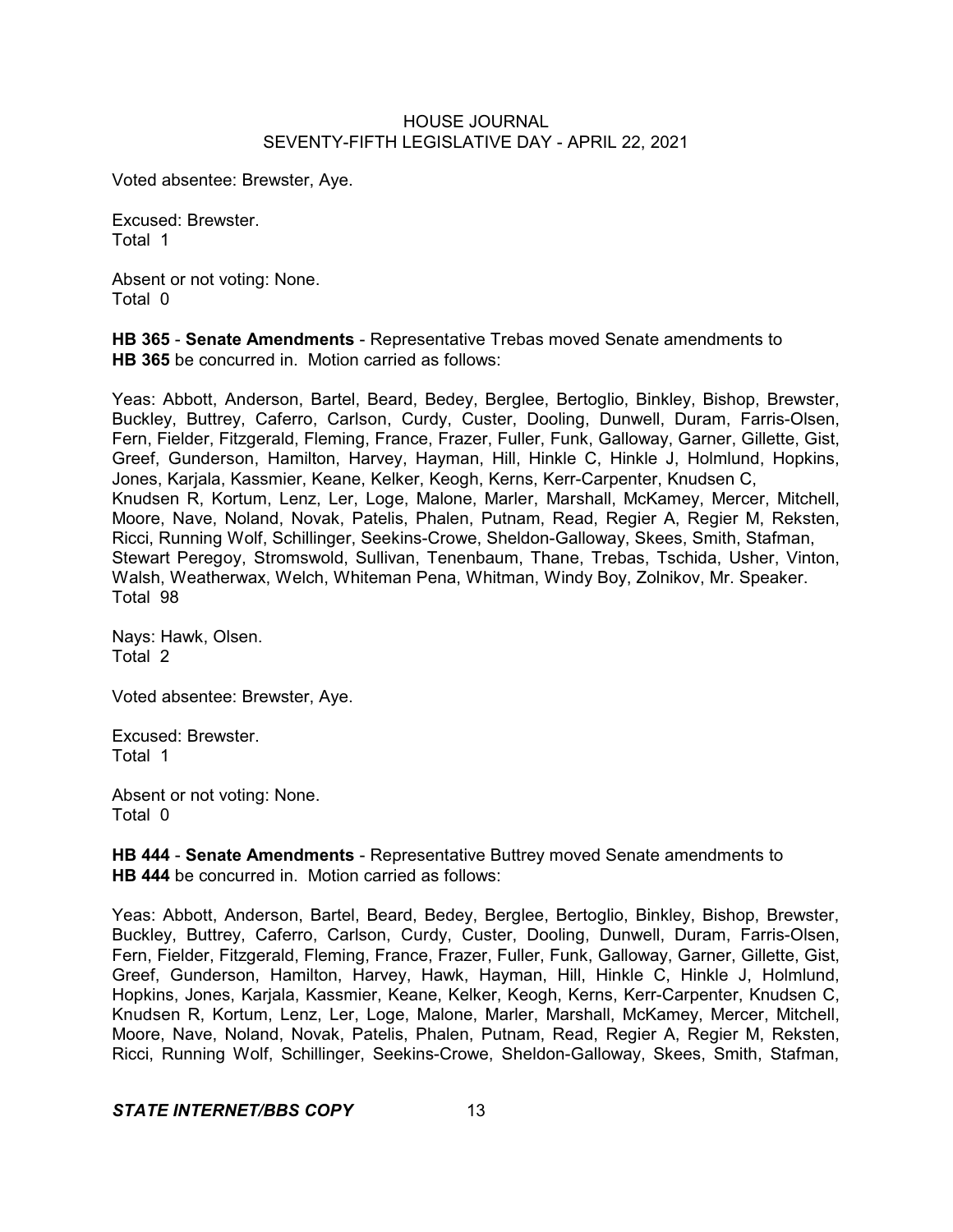Voted absentee: Brewster, Aye.

Excused: Brewster.
Total 1

Absent or not voting: None.
Total 0

**HB 365** - **Senate Amendments** - Representative Trebas moved Senate amendments to **HB 365** be concurred in. Motion carried as follows:

Yeas: Abbott, Anderson, Bartel, Beard, Bedey, Berglee, Bertoglio, Binkley, Bishop, Brewster, Buckley, Buttrey, Caferro, Carlson, Curdy, Custer, Dooling, Dunwell, Duram, Farris-Olsen, Fern, Fielder, Fitzgerald, Fleming, France, Frazer, Fuller, Funk, Galloway, Garner, Gillette, Gist, Greef, Gunderson, Hamilton, Harvey, Hayman, Hill, Hinkle C, Hinkle J, Holmlund, Hopkins, Jones, Karjala, Kassmier, Keane, Kelker, Keogh, Kerns, Kerr-Carpenter, Knudsen C, Knudsen R, Kortum, Lenz, Ler, Loge, Malone, Marler, Marshall, McKamey, Mercer, Mitchell, Moore, Nave, Noland, Novak, Patelis, Phalen, Putnam, Read, Regier A, Regier M, Reksten, Ricci, Running Wolf, Schillinger, Seekins-Crowe, Sheldon-Galloway, Skees, Smith, Stafman, Stewart Peregoy, Stromswold, Sullivan, Tenenbaum, Thane, Trebas, Tschida, Usher, Vinton, Walsh, Weatherwax, Welch, Whiteman Pena, Whitman, Windy Boy, Zolnikov, Mr. Speaker.
Total 98

Nays: Hawk, Olsen.
Total 2

Voted absentee: Brewster, Aye.

Excused: Brewster.
Total 1

Absent or not voting: None.
Total 0

**HB 444** - **Senate Amendments** - Representative Buttrey moved Senate amendments to **HB 444** be concurred in. Motion carried as follows:

Yeas: Abbott, Anderson, Bartel, Beard, Bedey, Berglee, Bertoglio, Binkley, Bishop, Brewster, Buckley, Buttrey, Caferro, Carlson, Curdy, Custer, Dooling, Dunwell, Duram, Farris-Olsen, Fern, Fielder, Fitzgerald, Fleming, France, Frazer, Fuller, Funk, Galloway, Garner, Gillette, Gist, Greef, Gunderson, Hamilton, Harvey, Hawk, Hayman, Hill, Hinkle C, Hinkle J, Holmlund, Hopkins, Jones, Karjala, Kassmier, Keane, Kelker, Keogh, Kerns, Kerr-Carpenter, Knudsen C, Knudsen R, Kortum, Lenz, Ler, Loge, Malone, Marler, Marshall, McKamey, Mercer, Mitchell, Moore, Nave, Noland, Novak, Patelis, Phalen, Putnam, Read, Regier A, Regier M, Reksten, Ricci, Running Wolf, Schillinger, Seekins-Crowe, Sheldon-Galloway, Skees, Smith, Stafman,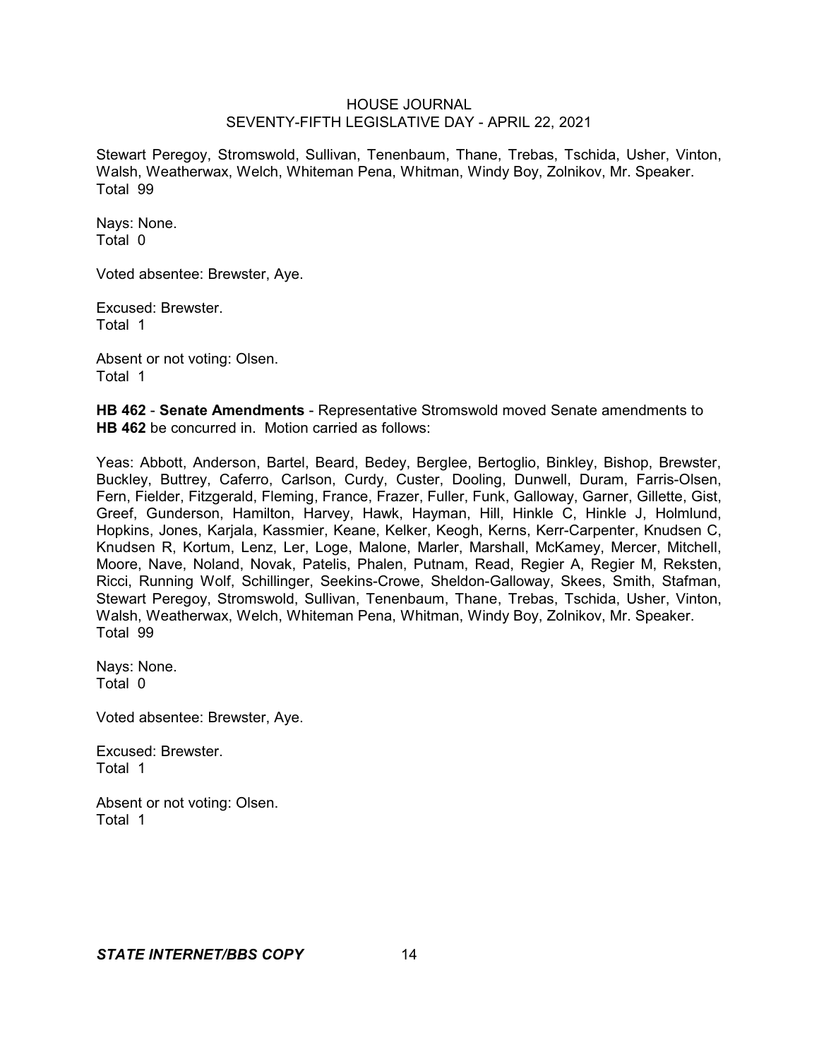Stewart Peregoy, Stromswold, Sullivan, Tenenbaum, Thane, Trebas, Tschida, Usher, Vinton, Walsh, Weatherwax, Welch, Whiteman Pena, Whitman, Windy Boy, Zolnikov, Mr. Speaker.
Total 99

Nays: None.
Total 0

Voted absentee: Brewster, Aye.

Excused: Brewster.
Total 1

Absent or not voting: Olsen.
Total 1

**HB 462** - **Senate Amendments** - Representative Stromswold moved Senate amendments to **HB 462** be concurred in. Motion carried as follows:

Yeas: Abbott, Anderson, Bartel, Beard, Bedey, Berglee, Bertoglio, Binkley, Bishop, Brewster, Buckley, Buttrey, Caferro, Carlson, Curdy, Custer, Dooling, Dunwell, Duram, Farris-Olsen, Fern, Fielder, Fitzgerald, Fleming, France, Frazer, Fuller, Funk, Galloway, Garner, Gillette, Gist, Greef, Gunderson, Hamilton, Harvey, Hawk, Hayman, Hill, Hinkle C, Hinkle J, Holmlund, Hopkins, Jones, Karjala, Kassmier, Keane, Kelker, Keogh, Kerns, Kerr-Carpenter, Knudsen C, Knudsen R, Kortum, Lenz, Ler, Loge, Malone, Marler, Marshall, McKamey, Mercer, Mitchell, Moore, Nave, Noland, Novak, Patelis, Phalen, Putnam, Read, Regier A, Regier M, Reksten, Ricci, Running Wolf, Schillinger, Seekins-Crowe, Sheldon-Galloway, Skees, Smith, Stafman, Stewart Peregoy, Stromswold, Sullivan, Tenenbaum, Thane, Trebas, Tschida, Usher, Vinton, Walsh, Weatherwax, Welch, Whiteman Pena, Whitman, Windy Boy, Zolnikov, Mr. Speaker.
Total 99

Nays: None.
Total 0

Voted absentee: Brewster, Aye.

Excused: Brewster.
Total 1

Absent or not voting: Olsen.
Total 1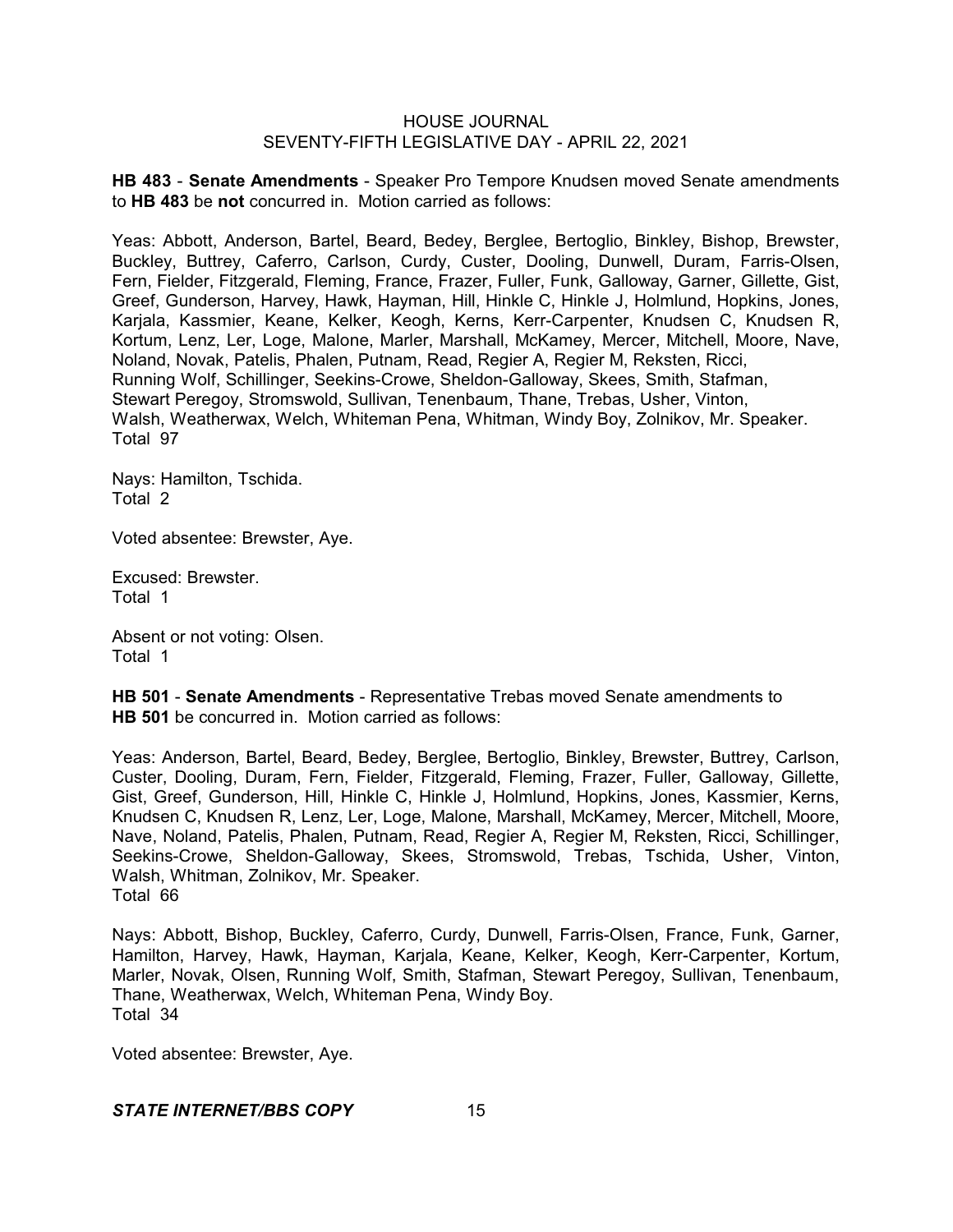**HB 483** - **Senate Amendments** - Speaker Pro Tempore Knudsen moved Senate amendments to **HB 483** be **not** concurred in. Motion carried as follows:

Yeas: Abbott, Anderson, Bartel, Beard, Bedey, Berglee, Bertoglio, Binkley, Bishop, Brewster, Buckley, Buttrey, Caferro, Carlson, Curdy, Custer, Dooling, Dunwell, Duram, Farris-Olsen, Fern, Fielder, Fitzgerald, Fleming, France, Frazer, Fuller, Funk, Galloway, Garner, Gillette, Gist, Greef, Gunderson, Harvey, Hawk, Hayman, Hill, Hinkle C, Hinkle J, Holmlund, Hopkins, Jones, Karjala, Kassmier, Keane, Kelker, Keogh, Kerns, Kerr-Carpenter, Knudsen C, Knudsen R, Kortum, Lenz, Ler, Loge, Malone, Marler, Marshall, McKamey, Mercer, Mitchell, Moore, Nave, Noland, Novak, Patelis, Phalen, Putnam, Read, Regier A, Regier M, Reksten, Ricci, Running Wolf, Schillinger, Seekins-Crowe, Sheldon-Galloway, Skees, Smith, Stafman, Stewart Peregoy, Stromswold, Sullivan, Tenenbaum, Thane, Trebas, Usher, Vinton, Walsh, Weatherwax, Welch, Whiteman Pena, Whitman, Windy Boy, Zolnikov, Mr. Speaker.
Total 97

Nays: Hamilton, Tschida.
Total 2

Voted absentee: Brewster, Aye.

Excused: Brewster.
Total 1

Absent or not voting: Olsen.
Total 1

**HB 501** - **Senate Amendments** - Representative Trebas moved Senate amendments to **HB 501** be concurred in. Motion carried as follows:

Yeas: Anderson, Bartel, Beard, Bedey, Berglee, Bertoglio, Binkley, Brewster, Buttrey, Carlson, Custer, Dooling, Duram, Fern, Fielder, Fitzgerald, Fleming, Frazer, Fuller, Galloway, Gillette, Gist, Greef, Gunderson, Hill, Hinkle C, Hinkle J, Holmlund, Hopkins, Jones, Kassmier, Kerns, Knudsen C, Knudsen R, Lenz, Ler, Loge, Malone, Marshall, McKamey, Mercer, Mitchell, Moore, Nave, Noland, Patelis, Phalen, Putnam, Read, Regier A, Regier M, Reksten, Ricci, Schillinger, Seekins-Crowe, Sheldon-Galloway, Skees, Stromswold, Trebas, Tschida, Usher, Vinton, Walsh, Whitman, Zolnikov, Mr. Speaker.
Total 66

Nays: Abbott, Bishop, Buckley, Caferro, Curdy, Dunwell, Farris-Olsen, France, Funk, Garner, Hamilton, Harvey, Hawk, Hayman, Karjala, Keane, Kelker, Keogh, Kerr-Carpenter, Kortum, Marler, Novak, Olsen, Running Wolf, Smith, Stafman, Stewart Peregoy, Sullivan, Tenenbaum, Thane, Weatherwax, Welch, Whiteman Pena, Windy Boy.
Total 34

Voted absentee: Brewster, Aye.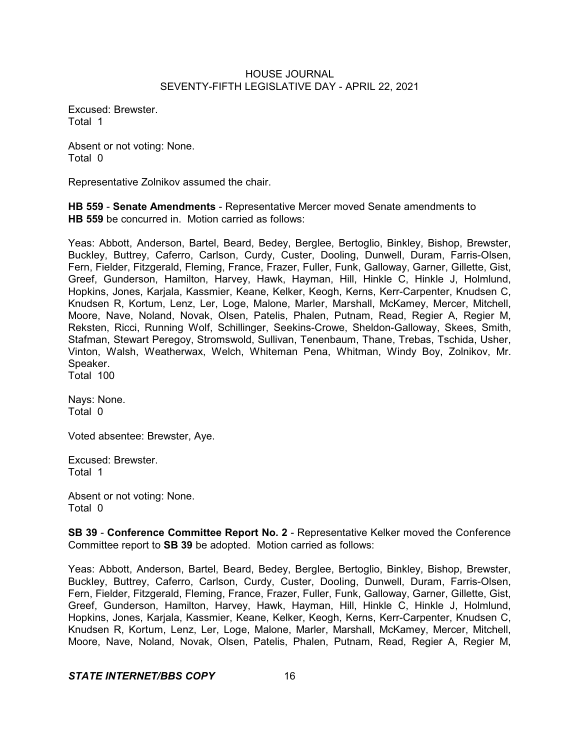Excused: Brewster.
Total 1

Absent or not voting: None.
Total 0

Representative Zolnikov assumed the chair.

**HB 559** - **Senate Amendments** - Representative Mercer moved Senate amendments to **HB 559** be concurred in. Motion carried as follows:

Yeas: Abbott, Anderson, Bartel, Beard, Bedey, Berglee, Bertoglio, Binkley, Bishop, Brewster, Buckley, Buttrey, Caferro, Carlson, Curdy, Custer, Dooling, Dunwell, Duram, Farris-Olsen, Fern, Fielder, Fitzgerald, Fleming, France, Frazer, Fuller, Funk, Galloway, Garner, Gillette, Gist, Greef, Gunderson, Hamilton, Harvey, Hawk, Hayman, Hill, Hinkle C, Hinkle J, Holmlund, Hopkins, Jones, Karjala, Kassmier, Keane, Kelker, Keogh, Kerns, Kerr-Carpenter, Knudsen C, Knudsen R, Kortum, Lenz, Ler, Loge, Malone, Marler, Marshall, McKamey, Mercer, Mitchell, Moore, Nave, Noland, Novak, Olsen, Patelis, Phalen, Putnam, Read, Regier A, Regier M, Reksten, Ricci, Running Wolf, Schillinger, Seekins-Crowe, Sheldon-Galloway, Skees, Smith, Stafman, Stewart Peregoy, Stromswold, Sullivan, Tenenbaum, Thane, Trebas, Tschida, Usher, Vinton, Walsh, Weatherwax, Welch, Whiteman Pena, Whitman, Windy Boy, Zolnikov, Mr. Speaker.
Total 100

Nays: None.
Total 0

Voted absentee: Brewster, Aye.

Excused: Brewster.
Total 1

Absent or not voting: None.
Total 0

**SB 39** - **Conference Committee Report No. 2** - Representative Kelker moved the Conference Committee report to **SB 39** be adopted. Motion carried as follows:

Yeas: Abbott, Anderson, Bartel, Beard, Bedey, Berglee, Bertoglio, Binkley, Bishop, Brewster, Buckley, Buttrey, Caferro, Carlson, Curdy, Custer, Dooling, Dunwell, Duram, Farris-Olsen, Fern, Fielder, Fitzgerald, Fleming, France, Frazer, Fuller, Funk, Galloway, Garner, Gillette, Gist, Greef, Gunderson, Hamilton, Harvey, Hawk, Hayman, Hill, Hinkle C, Hinkle J, Holmlund, Hopkins, Jones, Karjala, Kassmier, Keane, Kelker, Keogh, Kerns, Kerr-Carpenter, Knudsen C, Knudsen R, Kortum, Lenz, Ler, Loge, Malone, Marler, Marshall, McKamey, Mercer, Mitchell, Moore, Nave, Noland, Novak, Olsen, Patelis, Phalen, Putnam, Read, Regier A, Regier M,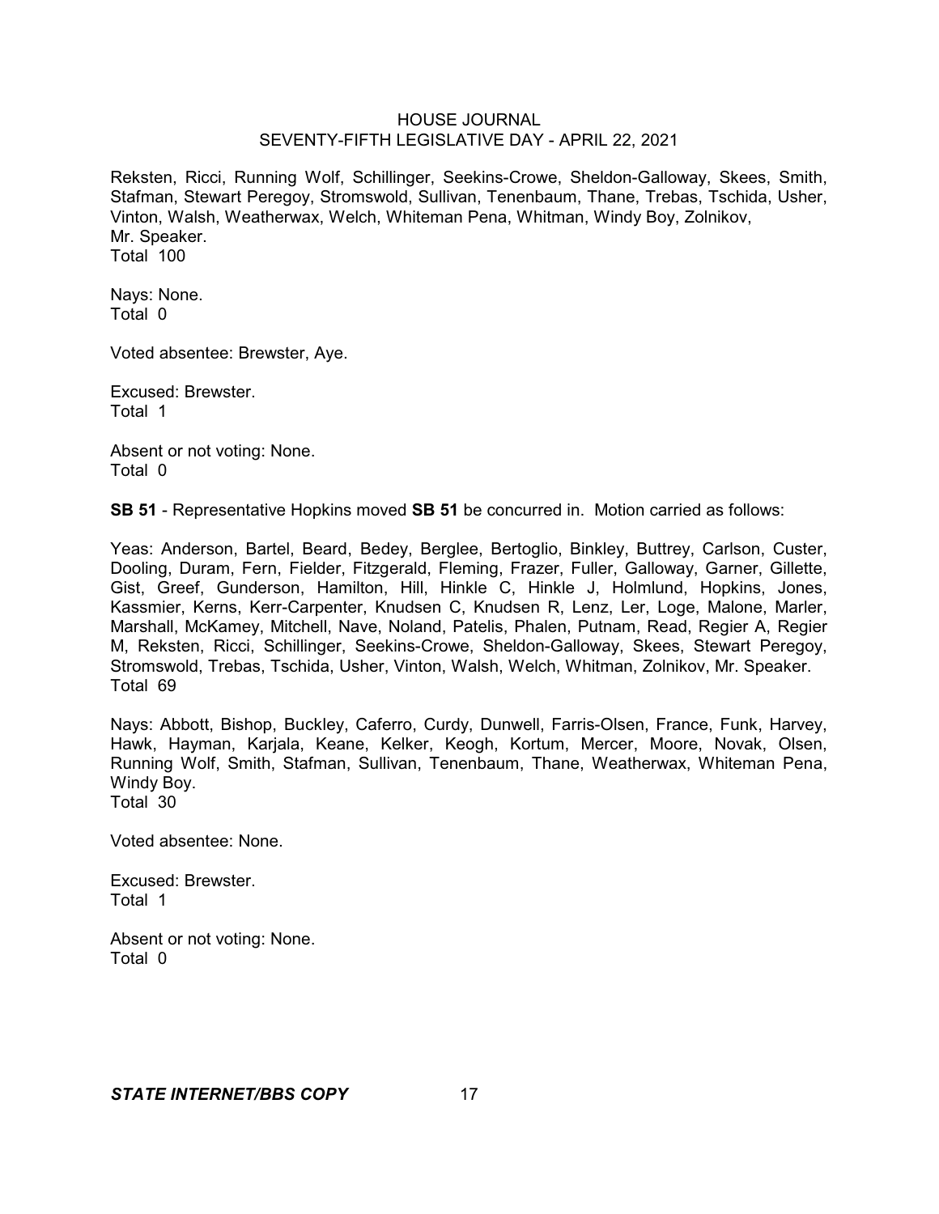Reksten, Ricci, Running Wolf, Schillinger, Seekins-Crowe, Sheldon-Galloway, Skees, Smith, Stafman, Stewart Peregoy, Stromswold, Sullivan, Tenenbaum, Thane, Trebas, Tschida, Usher, Vinton, Walsh, Weatherwax, Welch, Whiteman Pena, Whitman, Windy Boy, Zolnikov, Mr. Speaker.
Total 100

Nays: None.
Total 0

Voted absentee: Brewster, Aye.

Excused: Brewster.
Total 1

Absent or not voting: None.
Total 0

**SB 51** - Representative Hopkins moved **SB 51** be concurred in. Motion carried as follows:

Yeas: Anderson, Bartel, Beard, Bedey, Berglee, Bertoglio, Binkley, Buttrey, Carlson, Custer, Dooling, Duram, Fern, Fielder, Fitzgerald, Fleming, Frazer, Fuller, Galloway, Garner, Gillette, Gist, Greef, Gunderson, Hamilton, Hill, Hinkle C, Hinkle J, Holmlund, Hopkins, Jones, Kassmier, Kerns, Kerr-Carpenter, Knudsen C, Knudsen R, Lenz, Ler, Loge, Malone, Marler, Marshall, McKamey, Mitchell, Nave, Noland, Patelis, Phalen, Putnam, Read, Regier A, Regier M, Reksten, Ricci, Schillinger, Seekins-Crowe, Sheldon-Galloway, Skees, Stewart Peregoy, Stromswold, Trebas, Tschida, Usher, Vinton, Walsh, Welch, Whitman, Zolnikov, Mr. Speaker.
Total 69

Nays: Abbott, Bishop, Buckley, Caferro, Curdy, Dunwell, Farris-Olsen, France, Funk, Harvey, Hawk, Hayman, Karjala, Keane, Kelker, Keogh, Kortum, Mercer, Moore, Novak, Olsen, Running Wolf, Smith, Stafman, Sullivan, Tenenbaum, Thane, Weatherwax, Whiteman Pena, Windy Boy.
Total 30

Voted absentee: None.

Excused: Brewster.
Total 1

Absent or not voting: None.
Total 0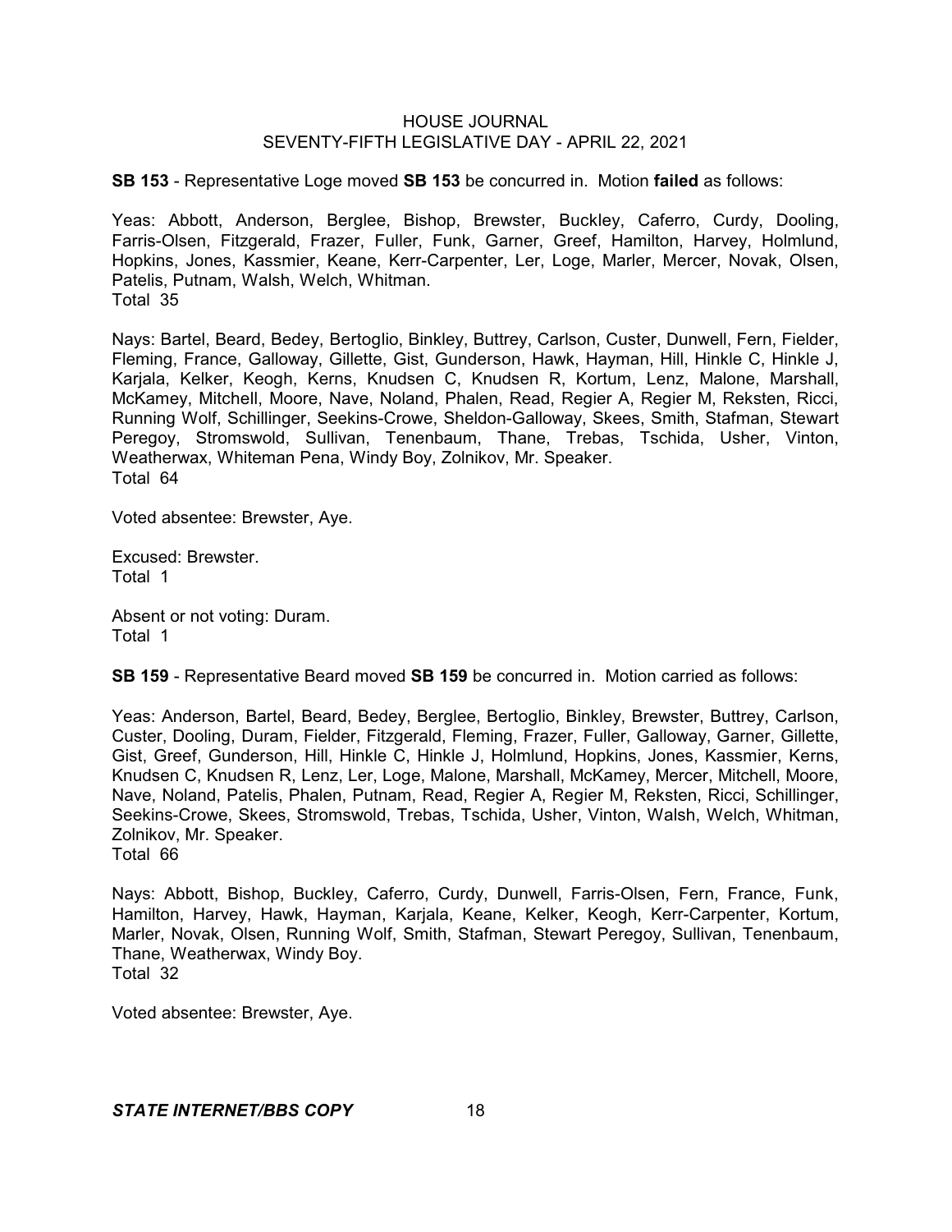**SB 153** - Representative Loge moved **SB 153** be concurred in. Motion **failed** as follows:

Yeas: Abbott, Anderson, Berglee, Bishop, Brewster, Buckley, Caferro, Curdy, Dooling, Farris-Olsen, Fitzgerald, Frazer, Fuller, Funk, Garner, Greef, Hamilton, Harvey, Holmlund, Hopkins, Jones, Kassmier, Keane, Kerr-Carpenter, Ler, Loge, Marler, Mercer, Novak, Olsen, Patelis, Putnam, Walsh, Welch, Whitman.
Total 35

Nays: Bartel, Beard, Bedey, Bertoglio, Binkley, Buttrey, Carlson, Custer, Dunwell, Fern, Fielder, Fleming, France, Galloway, Gillette, Gist, Gunderson, Hawk, Hayman, Hill, Hinkle C, Hinkle J, Karjala, Kelker, Keogh, Kerns, Knudsen C, Knudsen R, Kortum, Lenz, Malone, Marshall, McKamey, Mitchell, Moore, Nave, Noland, Phalen, Read, Regier A, Regier M, Reksten, Ricci, Running Wolf, Schillinger, Seekins-Crowe, Sheldon-Galloway, Skees, Smith, Stafman, Stewart Peregoy, Stromswold, Sullivan, Tenenbaum, Thane, Trebas, Tschida, Usher, Vinton, Weatherwax, Whiteman Pena, Windy Boy, Zolnikov, Mr. Speaker.
Total 64

Voted absentee: Brewster, Aye.

Excused: Brewster.
Total 1

Absent or not voting: Duram.
Total 1

**SB 159** - Representative Beard moved **SB 159** be concurred in. Motion carried as follows:

Yeas: Anderson, Bartel, Beard, Bedey, Berglee, Bertoglio, Binkley, Brewster, Buttrey, Carlson, Custer, Dooling, Duram, Fielder, Fitzgerald, Fleming, Frazer, Fuller, Galloway, Garner, Gillette, Gist, Greef, Gunderson, Hill, Hinkle C, Hinkle J, Holmlund, Hopkins, Jones, Kassmier, Kerns, Knudsen C, Knudsen R, Lenz, Ler, Loge, Malone, Marshall, McKamey, Mercer, Mitchell, Moore, Nave, Noland, Patelis, Phalen, Putnam, Read, Regier A, Regier M, Reksten, Ricci, Schillinger, Seekins-Crowe, Skees, Stromswold, Trebas, Tschida, Usher, Vinton, Walsh, Welch, Whitman, Zolnikov, Mr. Speaker.
Total 66

Nays: Abbott, Bishop, Buckley, Caferro, Curdy, Dunwell, Farris-Olsen, Fern, France, Funk, Hamilton, Harvey, Hawk, Hayman, Karjala, Keane, Kelker, Keogh, Kerr-Carpenter, Kortum, Marler, Novak, Olsen, Running Wolf, Smith, Stafman, Stewart Peregoy, Sullivan, Tenenbaum, Thane, Weatherwax, Windy Boy.
Total 32

Voted absentee: Brewster, Aye.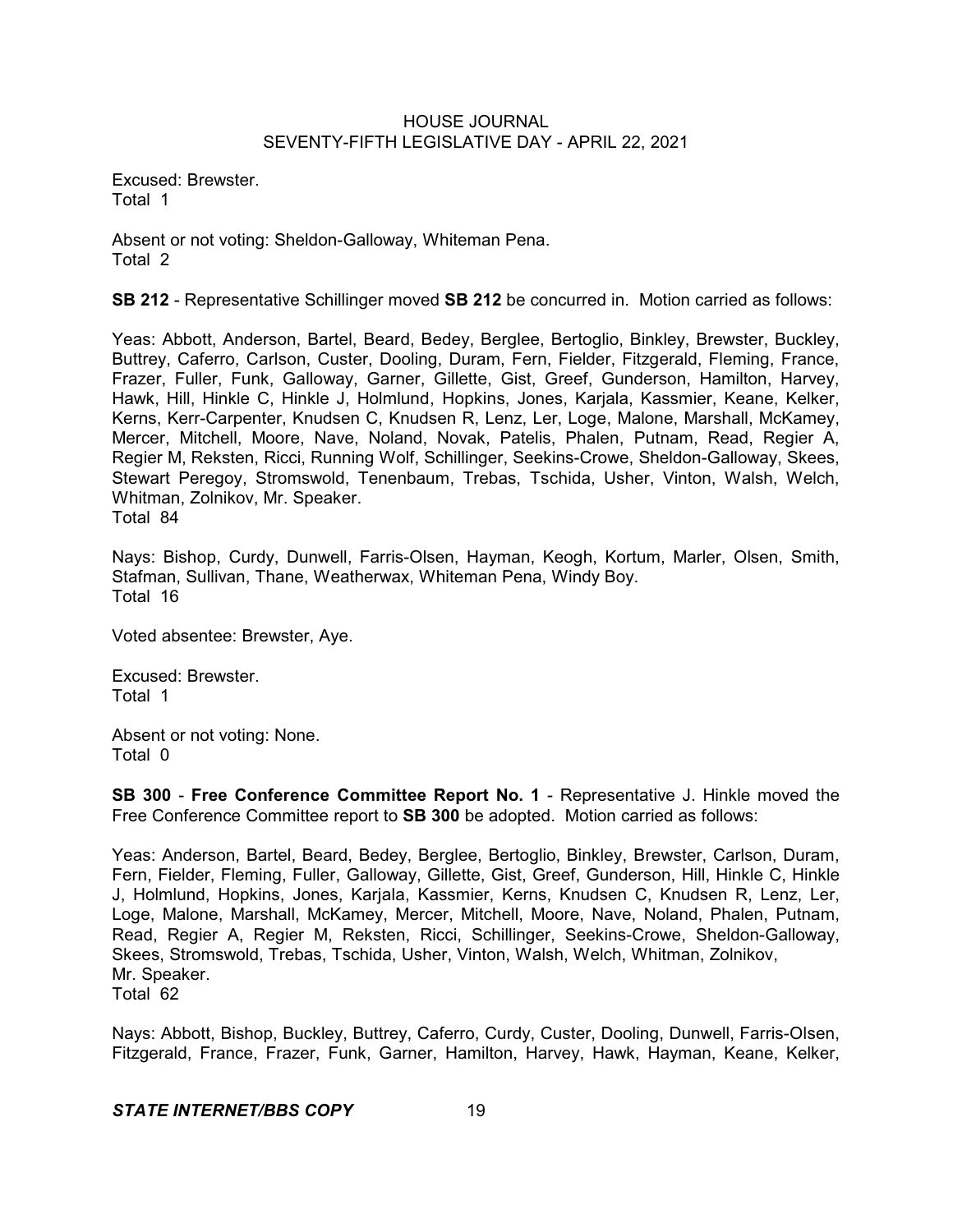Excused: Brewster.
Total 1

Absent or not voting: Sheldon-Galloway, Whiteman Pena.
Total 2

**SB 212** - Representative Schillinger moved **SB 212** be concurred in. Motion carried as follows:

Yeas: Abbott, Anderson, Bartel, Beard, Bedey, Berglee, Bertoglio, Binkley, Brewster, Buckley, Buttrey, Caferro, Carlson, Custer, Dooling, Duram, Fern, Fielder, Fitzgerald, Fleming, France, Frazer, Fuller, Funk, Galloway, Garner, Gillette, Gist, Greef, Gunderson, Hamilton, Harvey, Hawk, Hill, Hinkle C, Hinkle J, Holmlund, Hopkins, Jones, Karjala, Kassmier, Keane, Kelker, Kerns, Kerr-Carpenter, Knudsen C, Knudsen R, Lenz, Ler, Loge, Malone, Marshall, McKamey, Mercer, Mitchell, Moore, Nave, Noland, Novak, Patelis, Phalen, Putnam, Read, Regier A, Regier M, Reksten, Ricci, Running Wolf, Schillinger, Seekins-Crowe, Sheldon-Galloway, Skees, Stewart Peregoy, Stromswold, Tenenbaum, Trebas, Tschida, Usher, Vinton, Walsh, Welch, Whitman, Zolnikov, Mr. Speaker.
Total 84

Nays: Bishop, Curdy, Dunwell, Farris-Olsen, Hayman, Keogh, Kortum, Marler, Olsen, Smith, Stafman, Sullivan, Thane, Weatherwax, Whiteman Pena, Windy Boy.
Total 16

Voted absentee: Brewster, Aye.

Excused: Brewster.
Total 1

Absent or not voting: None.
Total 0

**SB 300** - **Free Conference Committee Report No. 1** - Representative J. Hinkle moved the Free Conference Committee report to **SB 300** be adopted. Motion carried as follows:

Yeas: Anderson, Bartel, Beard, Bedey, Berglee, Bertoglio, Binkley, Brewster, Carlson, Duram, Fern, Fielder, Fleming, Fuller, Galloway, Gillette, Gist, Greef, Gunderson, Hill, Hinkle C, Hinkle J, Holmlund, Hopkins, Jones, Karjala, Kassmier, Kerns, Knudsen C, Knudsen R, Lenz, Ler, Loge, Malone, Marshall, McKamey, Mercer, Mitchell, Moore, Nave, Noland, Phalen, Putnam, Read, Regier A, Regier M, Reksten, Ricci, Schillinger, Seekins-Crowe, Sheldon-Galloway, Skees, Stromswold, Trebas, Tschida, Usher, Vinton, Walsh, Welch, Whitman, Zolnikov, Mr. Speaker.
Total 62

Nays: Abbott, Bishop, Buckley, Buttrey, Caferro, Curdy, Custer, Dooling, Dunwell, Farris-Olsen, Fitzgerald, France, Frazer, Funk, Garner, Hamilton, Harvey, Hawk, Hayman, Keane, Kelker,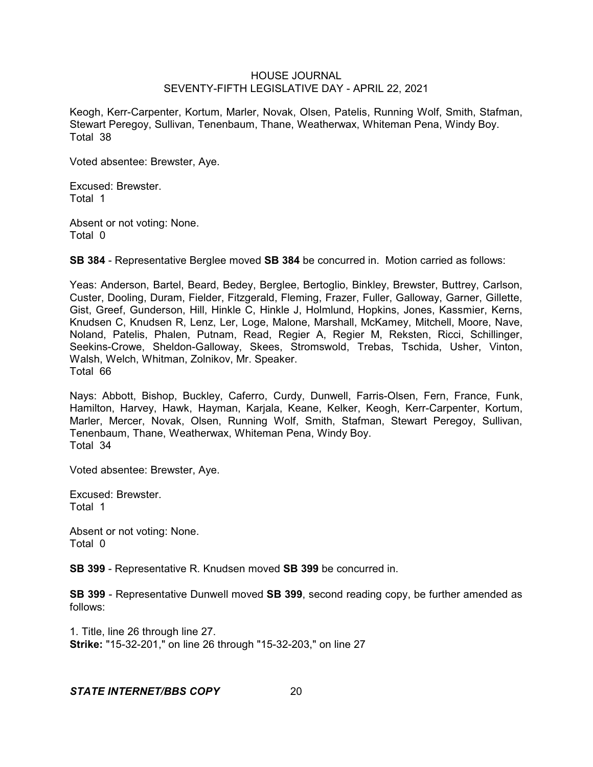Keogh, Kerr-Carpenter, Kortum, Marler, Novak, Olsen, Patelis, Running Wolf, Smith, Stafman, Stewart Peregoy, Sullivan, Tenenbaum, Thane, Weatherwax, Whiteman Pena, Windy Boy.
Total 38

Voted absentee: Brewster, Aye.

Excused: Brewster.
Total 1

Absent or not voting: None.
Total 0

**SB 384** - Representative Berglee moved **SB 384** be concurred in. Motion carried as follows:

Yeas: Anderson, Bartel, Beard, Bedey, Berglee, Bertoglio, Binkley, Brewster, Buttrey, Carlson, Custer, Dooling, Duram, Fielder, Fitzgerald, Fleming, Frazer, Fuller, Galloway, Garner, Gillette, Gist, Greef, Gunderson, Hill, Hinkle C, Hinkle J, Holmlund, Hopkins, Jones, Kassmier, Kerns, Knudsen C, Knudsen R, Lenz, Ler, Loge, Malone, Marshall, McKamey, Mitchell, Moore, Nave, Noland, Patelis, Phalen, Putnam, Read, Regier A, Regier M, Reksten, Ricci, Schillinger, Seekins-Crowe, Sheldon-Galloway, Skees, Stromswold, Trebas, Tschida, Usher, Vinton, Walsh, Welch, Whitman, Zolnikov, Mr. Speaker.
Total 66

Nays: Abbott, Bishop, Buckley, Caferro, Curdy, Dunwell, Farris-Olsen, Fern, France, Funk, Hamilton, Harvey, Hawk, Hayman, Karjala, Keane, Kelker, Keogh, Kerr-Carpenter, Kortum, Marler, Mercer, Novak, Olsen, Running Wolf, Smith, Stafman, Stewart Peregoy, Sullivan, Tenenbaum, Thane, Weatherwax, Whiteman Pena, Windy Boy.
Total 34

Voted absentee: Brewster, Aye.

Excused: Brewster.
Total 1

Absent or not voting: None.
Total 0

**SB 399** - Representative R. Knudsen moved **SB 399** be concurred in.

**SB 399** - Representative Dunwell moved **SB 399**, second reading copy, be further amended as follows:

1. Title, line 26 through line 27.
**Strike:** "15-32-201," on line 26 through "15-32-203," on line 27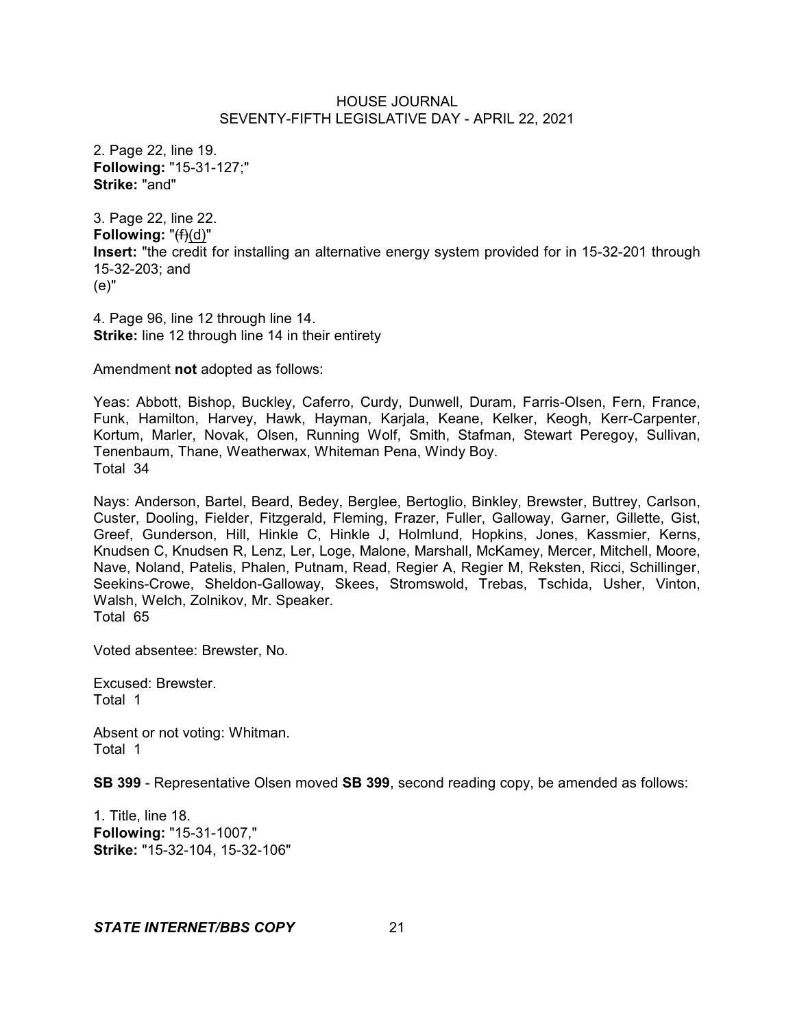2. Page 22, line 19.
**Following:** "15-31-127;"
**Strike:** "and"

3. Page 22, line 22.
**Following:** "~~(f)~~(d)"
**Insert:** "the credit for installing an alternative energy system provided for in 15-32-201 through 15-32-203; and
(e)"

4. Page 96, line 12 through line 14.
**Strike:** line 12 through line 14 in their entirety

Amendment **not** adopted as follows:

Yeas: Abbott, Bishop, Buckley, Caferro, Curdy, Dunwell, Duram, Farris-Olsen, Fern, France, Funk, Hamilton, Harvey, Hawk, Hayman, Karjala, Keane, Kelker, Keogh, Kerr-Carpenter, Kortum, Marler, Novak, Olsen, Running Wolf, Smith, Stafman, Stewart Peregoy, Sullivan, Tenenbaum, Thane, Weatherwax, Whiteman Pena, Windy Boy.
Total 34

Nays: Anderson, Bartel, Beard, Bedey, Berglee, Bertoglio, Binkley, Brewster, Buttrey, Carlson, Custer, Dooling, Fielder, Fitzgerald, Fleming, Frazer, Fuller, Galloway, Garner, Gillette, Gist, Greef, Gunderson, Hill, Hinkle C, Hinkle J, Holmlund, Hopkins, Jones, Kassmier, Kerns, Knudsen C, Knudsen R, Lenz, Ler, Loge, Malone, Marshall, McKamey, Mercer, Mitchell, Moore, Nave, Noland, Patelis, Phalen, Putnam, Read, Regier A, Regier M, Reksten, Ricci, Schillinger, Seekins-Crowe, Sheldon-Galloway, Skees, Stromswold, Trebas, Tschida, Usher, Vinton, Walsh, Welch, Zolnikov, Mr. Speaker.
Total 65

Voted absentee: Brewster, No.

Excused: Brewster.
Total 1

Absent or not voting: Whitman.
Total 1

**SB 399** - Representative Olsen moved **SB 399**, second reading copy, be amended as follows:

1. Title, line 18.
**Following:** "15-31-1007,"
**Strike:** "15-32-104, 15-32-106"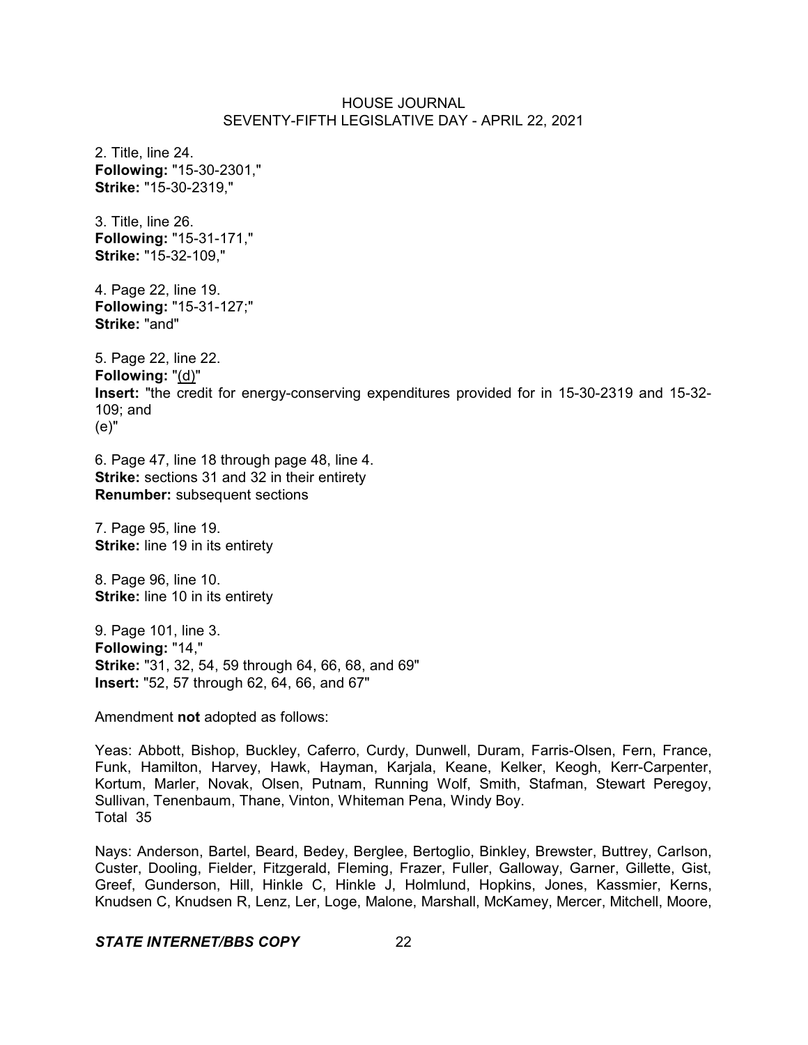2. Title, line 24.
**Following:** "15-30-2301,"
**Strike:** "15-30-2319,"

3. Title, line 26.
**Following:** "15-31-171,"
**Strike:** "15-32-109,"

4. Page 22, line 19.
**Following:** "15-31-127;"
**Strike:** "and"

5. Page 22, line 22.
**Following:** "(d)"
**Insert:** "the credit for energy-conserving expenditures provided for in 15-30-2319 and 15-32-109; and
(e)"

6. Page 47, line 18 through page 48, line 4.
**Strike:** sections 31 and 32 in their entirety
**Renumber:** subsequent sections

7. Page 95, line 19.
**Strike:** line 19 in its entirety

8. Page 96, line 10.
**Strike:** line 10 in its entirety

9. Page 101, line 3.
**Following:** "14,"
**Strike:** "31, 32, 54, 59 through 64, 66, 68, and 69"
**Insert:** "52, 57 through 62, 64, 66, and 67"

Amendment **not** adopted as follows:

Yeas: Abbott, Bishop, Buckley, Caferro, Curdy, Dunwell, Duram, Farris-Olsen, Fern, France, Funk, Hamilton, Harvey, Hawk, Hayman, Karjala, Keane, Kelker, Keogh, Kerr-Carpenter, Kortum, Marler, Novak, Olsen, Putnam, Running Wolf, Smith, Stafman, Stewart Peregoy, Sullivan, Tenenbaum, Thane, Vinton, Whiteman Pena, Windy Boy.
Total 35

Nays: Anderson, Bartel, Beard, Bedey, Berglee, Bertoglio, Binkley, Brewster, Buttrey, Carlson, Custer, Dooling, Fielder, Fitzgerald, Fleming, Frazer, Fuller, Galloway, Garner, Gillette, Gist, Greef, Gunderson, Hill, Hinkle C, Hinkle J, Holmlund, Hopkins, Jones, Kassmier, Kerns, Knudsen C, Knudsen R, Lenz, Ler, Loge, Malone, Marshall, McKamey, Mercer, Mitchell, Moore,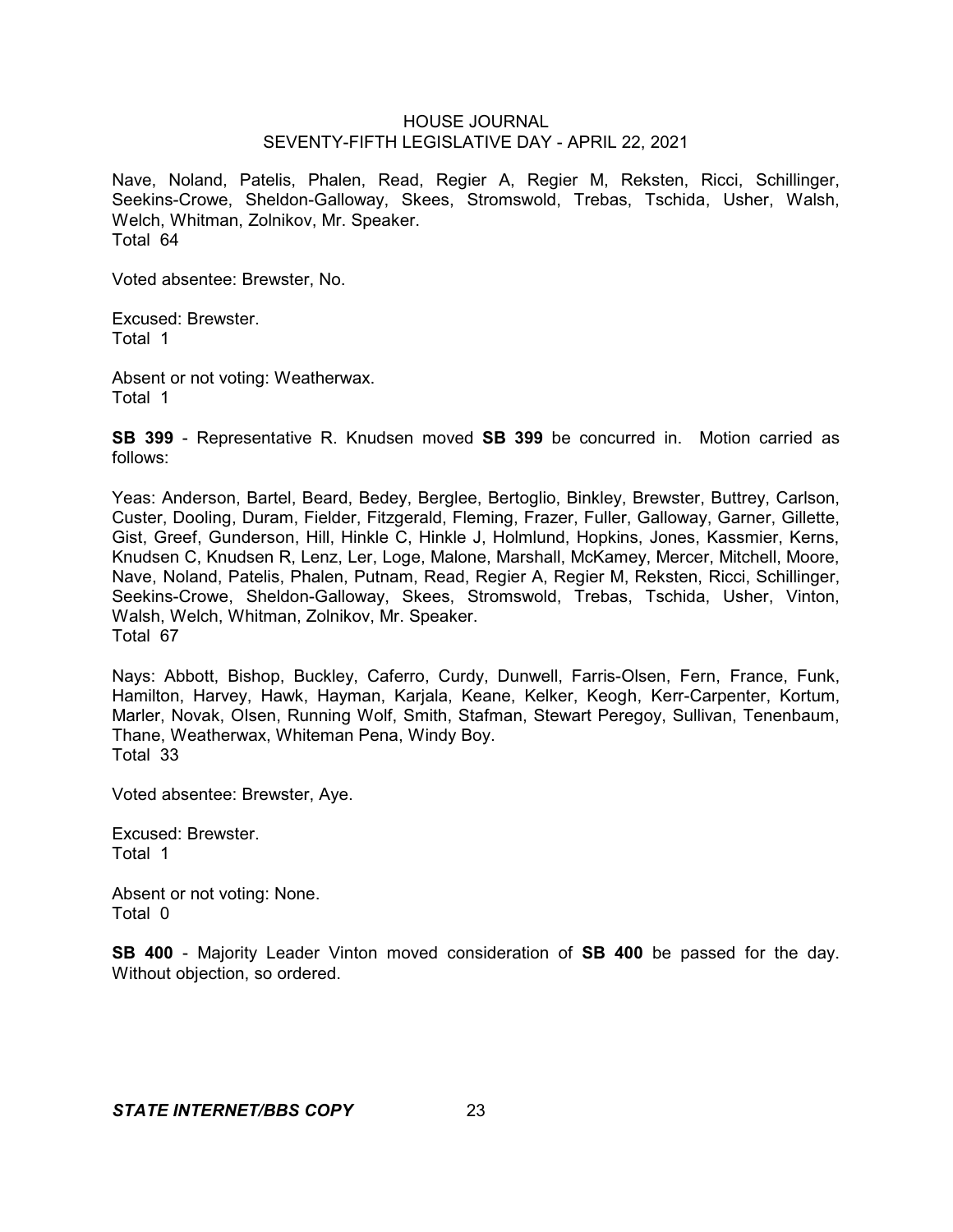Nave, Noland, Patelis, Phalen, Read, Regier A, Regier M, Reksten, Ricci, Schillinger, Seekins-Crowe, Sheldon-Galloway, Skees, Stromswold, Trebas, Tschida, Usher, Walsh, Welch, Whitman, Zolnikov, Mr. Speaker.
Total 64

Voted absentee: Brewster, No.

Excused: Brewster.
Total 1

Absent or not voting: Weatherwax.
Total 1

**SB 399** - Representative R. Knudsen moved **SB 399** be concurred in. Motion carried as follows:

Yeas: Anderson, Bartel, Beard, Bedey, Berglee, Bertoglio, Binkley, Brewster, Buttrey, Carlson, Custer, Dooling, Duram, Fielder, Fitzgerald, Fleming, Frazer, Fuller, Galloway, Garner, Gillette, Gist, Greef, Gunderson, Hill, Hinkle C, Hinkle J, Holmlund, Hopkins, Jones, Kassmier, Kerns, Knudsen C, Knudsen R, Lenz, Ler, Loge, Malone, Marshall, McKamey, Mercer, Mitchell, Moore, Nave, Noland, Patelis, Phalen, Putnam, Read, Regier A, Regier M, Reksten, Ricci, Schillinger, Seekins-Crowe, Sheldon-Galloway, Skees, Stromswold, Trebas, Tschida, Usher, Vinton, Walsh, Welch, Whitman, Zolnikov, Mr. Speaker.
Total 67

Nays: Abbott, Bishop, Buckley, Caferro, Curdy, Dunwell, Farris-Olsen, Fern, France, Funk, Hamilton, Harvey, Hawk, Hayman, Karjala, Keane, Kelker, Keogh, Kerr-Carpenter, Kortum, Marler, Novak, Olsen, Running Wolf, Smith, Stafman, Stewart Peregoy, Sullivan, Tenenbaum, Thane, Weatherwax, Whiteman Pena, Windy Boy.
Total 33

Voted absentee: Brewster, Aye.

Excused: Brewster.
Total 1

Absent or not voting: None.
Total 0

**SB 400** - Majority Leader Vinton moved consideration of **SB 400** be passed for the day. Without objection, so ordered.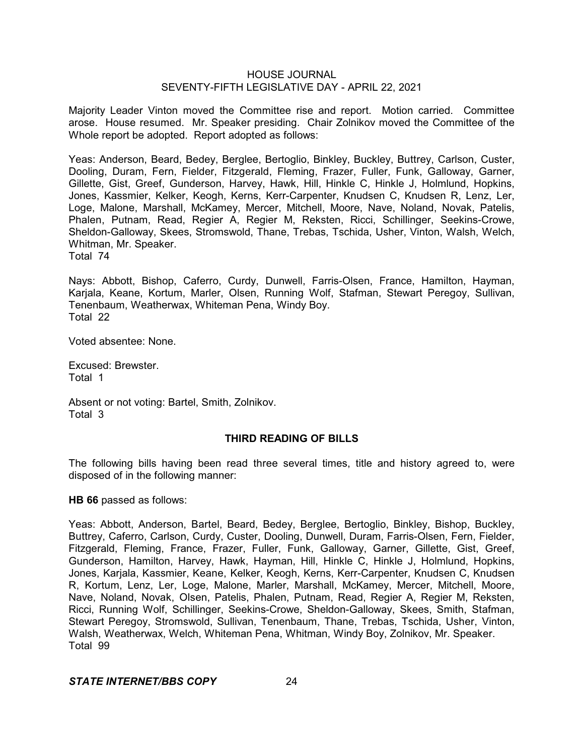Majority Leader Vinton moved the Committee rise and report. Motion carried. Committee arose. House resumed. Mr. Speaker presiding. Chair Zolnikov moved the Committee of the Whole report be adopted. Report adopted as follows:

Yeas: Anderson, Beard, Bedey, Berglee, Bertoglio, Binkley, Buckley, Buttrey, Carlson, Custer, Dooling, Duram, Fern, Fielder, Fitzgerald, Fleming, Frazer, Fuller, Funk, Galloway, Garner, Gillette, Gist, Greef, Gunderson, Harvey, Hawk, Hill, Hinkle C, Hinkle J, Holmlund, Hopkins, Jones, Kassmier, Kelker, Keogh, Kerns, Kerr-Carpenter, Knudsen C, Knudsen R, Lenz, Ler, Loge, Malone, Marshall, McKamey, Mercer, Mitchell, Moore, Nave, Noland, Novak, Patelis, Phalen, Putnam, Read, Regier A, Regier M, Reksten, Ricci, Schillinger, Seekins-Crowe, Sheldon-Galloway, Skees, Stromswold, Thane, Trebas, Tschida, Usher, Vinton, Walsh, Welch, Whitman, Mr. Speaker.
Total 74

Nays: Abbott, Bishop, Caferro, Curdy, Dunwell, Farris-Olsen, France, Hamilton, Hayman, Karjala, Keane, Kortum, Marler, Olsen, Running Wolf, Stafman, Stewart Peregoy, Sullivan, Tenenbaum, Weatherwax, Whiteman Pena, Windy Boy.
Total 22

Voted absentee: None.

Excused: Brewster.
Total 1

Absent or not voting: Bartel, Smith, Zolnikov.
Total 3

## THIRD READING OF BILLS

The following bills having been read three several times, title and history agreed to, were disposed of in the following manner:

**HB 66** passed as follows:

Yeas: Abbott, Anderson, Bartel, Beard, Bedey, Berglee, Bertoglio, Binkley, Bishop, Buckley, Buttrey, Caferro, Carlson, Curdy, Custer, Dooling, Dunwell, Duram, Farris-Olsen, Fern, Fielder, Fitzgerald, Fleming, France, Frazer, Fuller, Funk, Galloway, Garner, Gillette, Gist, Greef, Gunderson, Hamilton, Harvey, Hawk, Hayman, Hill, Hinkle C, Hinkle J, Holmlund, Hopkins, Jones, Karjala, Kassmier, Keane, Kelker, Keogh, Kerns, Kerr-Carpenter, Knudsen C, Knudsen R, Kortum, Lenz, Ler, Loge, Malone, Marler, Marshall, McKamey, Mercer, Mitchell, Moore, Nave, Noland, Novak, Olsen, Patelis, Phalen, Putnam, Read, Regier A, Regier M, Reksten, Ricci, Running Wolf, Schillinger, Seekins-Crowe, Sheldon-Galloway, Skees, Smith, Stafman, Stewart Peregoy, Stromswold, Sullivan, Tenenbaum, Thane, Trebas, Tschida, Usher, Vinton, Walsh, Weatherwax, Welch, Whiteman Pena, Whitman, Windy Boy, Zolnikov, Mr. Speaker.
Total 99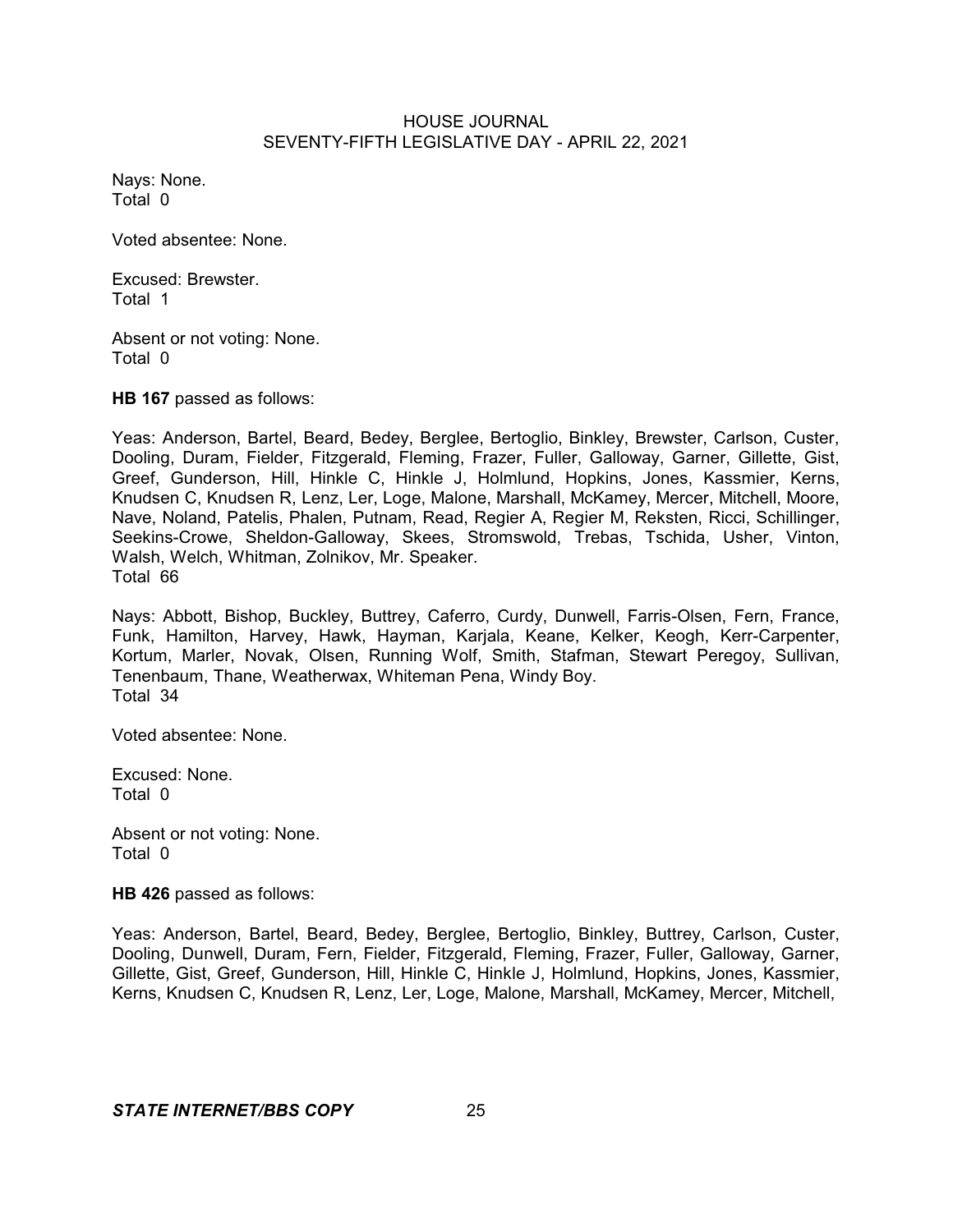Nays: None.
Total 0

Voted absentee: None.

Excused: Brewster.
Total 1

Absent or not voting: None.
Total 0

**HB 167** passed as follows:

Yeas: Anderson, Bartel, Beard, Bedey, Berglee, Bertoglio, Binkley, Brewster, Carlson, Custer, Dooling, Duram, Fielder, Fitzgerald, Fleming, Frazer, Fuller, Galloway, Garner, Gillette, Gist, Greef, Gunderson, Hill, Hinkle C, Hinkle J, Holmlund, Hopkins, Jones, Kassmier, Kerns, Knudsen C, Knudsen R, Lenz, Ler, Loge, Malone, Marshall, McKamey, Mercer, Mitchell, Moore, Nave, Noland, Patelis, Phalen, Putnam, Read, Regier A, Regier M, Reksten, Ricci, Schillinger, Seekins-Crowe, Sheldon-Galloway, Skees, Stromswold, Trebas, Tschida, Usher, Vinton, Walsh, Welch, Whitman, Zolnikov, Mr. Speaker.
Total 66

Nays: Abbott, Bishop, Buckley, Buttrey, Caferro, Curdy, Dunwell, Farris-Olsen, Fern, France, Funk, Hamilton, Harvey, Hawk, Hayman, Karjala, Keane, Kelker, Keogh, Kerr-Carpenter, Kortum, Marler, Novak, Olsen, Running Wolf, Smith, Stafman, Stewart Peregoy, Sullivan, Tenenbaum, Thane, Weatherwax, Whiteman Pena, Windy Boy.
Total 34

Voted absentee: None.

Excused: None.
Total 0

Absent or not voting: None.
Total 0

**HB 426** passed as follows:

Yeas: Anderson, Bartel, Beard, Bedey, Berglee, Bertoglio, Binkley, Buttrey, Carlson, Custer, Dooling, Dunwell, Duram, Fern, Fielder, Fitzgerald, Fleming, Frazer, Fuller, Galloway, Garner, Gillette, Gist, Greef, Gunderson, Hill, Hinkle C, Hinkle J, Holmlund, Hopkins, Jones, Kassmier, Kerns, Knudsen C, Knudsen R, Lenz, Ler, Loge, Malone, Marshall, McKamey, Mercer, Mitchell,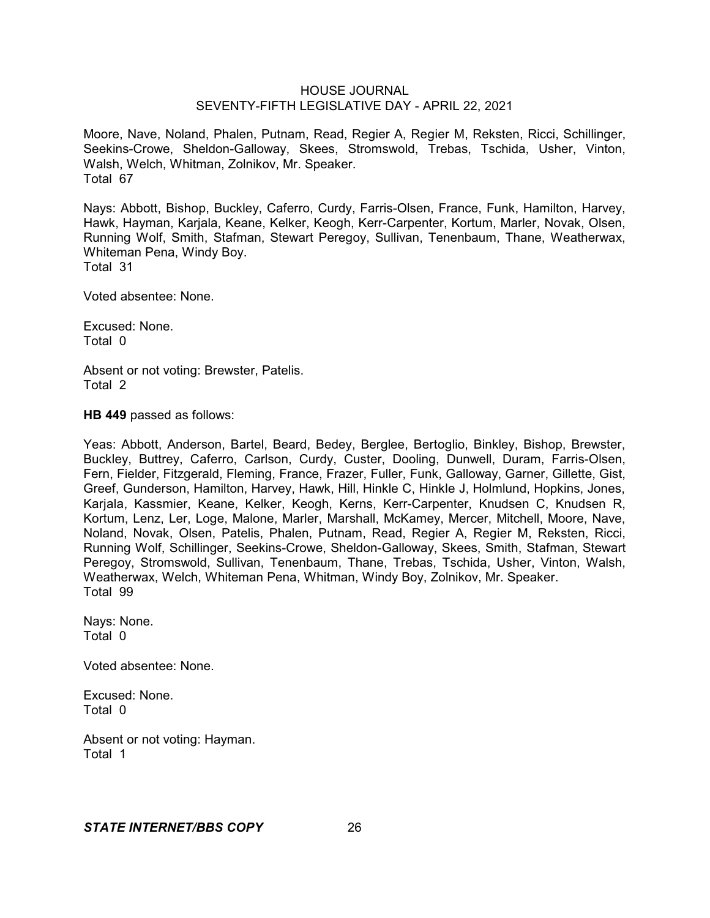Moore, Nave, Noland, Phalen, Putnam, Read, Regier A, Regier M, Reksten, Ricci, Schillinger, Seekins-Crowe, Sheldon-Galloway, Skees, Stromswold, Trebas, Tschida, Usher, Vinton, Walsh, Welch, Whitman, Zolnikov, Mr. Speaker.
Total 67

Nays: Abbott, Bishop, Buckley, Caferro, Curdy, Farris-Olsen, France, Funk, Hamilton, Harvey, Hawk, Hayman, Karjala, Keane, Kelker, Keogh, Kerr-Carpenter, Kortum, Marler, Novak, Olsen, Running Wolf, Smith, Stafman, Stewart Peregoy, Sullivan, Tenenbaum, Thane, Weatherwax, Whiteman Pena, Windy Boy.
Total 31

Voted absentee: None.

Excused: None.
Total 0

Absent or not voting: Brewster, Patelis.
Total 2

**HB 449** passed as follows:

Yeas: Abbott, Anderson, Bartel, Beard, Bedey, Berglee, Bertoglio, Binkley, Bishop, Brewster, Buckley, Buttrey, Caferro, Carlson, Curdy, Custer, Dooling, Dunwell, Duram, Farris-Olsen, Fern, Fielder, Fitzgerald, Fleming, France, Frazer, Fuller, Funk, Galloway, Garner, Gillette, Gist, Greef, Gunderson, Hamilton, Harvey, Hawk, Hill, Hinkle C, Hinkle J, Holmlund, Hopkins, Jones, Karjala, Kassmier, Keane, Kelker, Keogh, Kerns, Kerr-Carpenter, Knudsen C, Knudsen R, Kortum, Lenz, Ler, Loge, Malone, Marler, Marshall, McKamey, Mercer, Mitchell, Moore, Nave, Noland, Novak, Olsen, Patelis, Phalen, Putnam, Read, Regier A, Regier M, Reksten, Ricci, Running Wolf, Schillinger, Seekins-Crowe, Sheldon-Galloway, Skees, Smith, Stafman, Stewart Peregoy, Stromswold, Sullivan, Tenenbaum, Thane, Trebas, Tschida, Usher, Vinton, Walsh, Weatherwax, Welch, Whiteman Pena, Whitman, Windy Boy, Zolnikov, Mr. Speaker.
Total 99

Nays: None.
Total 0

Voted absentee: None.

Excused: None.
Total 0

Absent or not voting: Hayman.
Total 1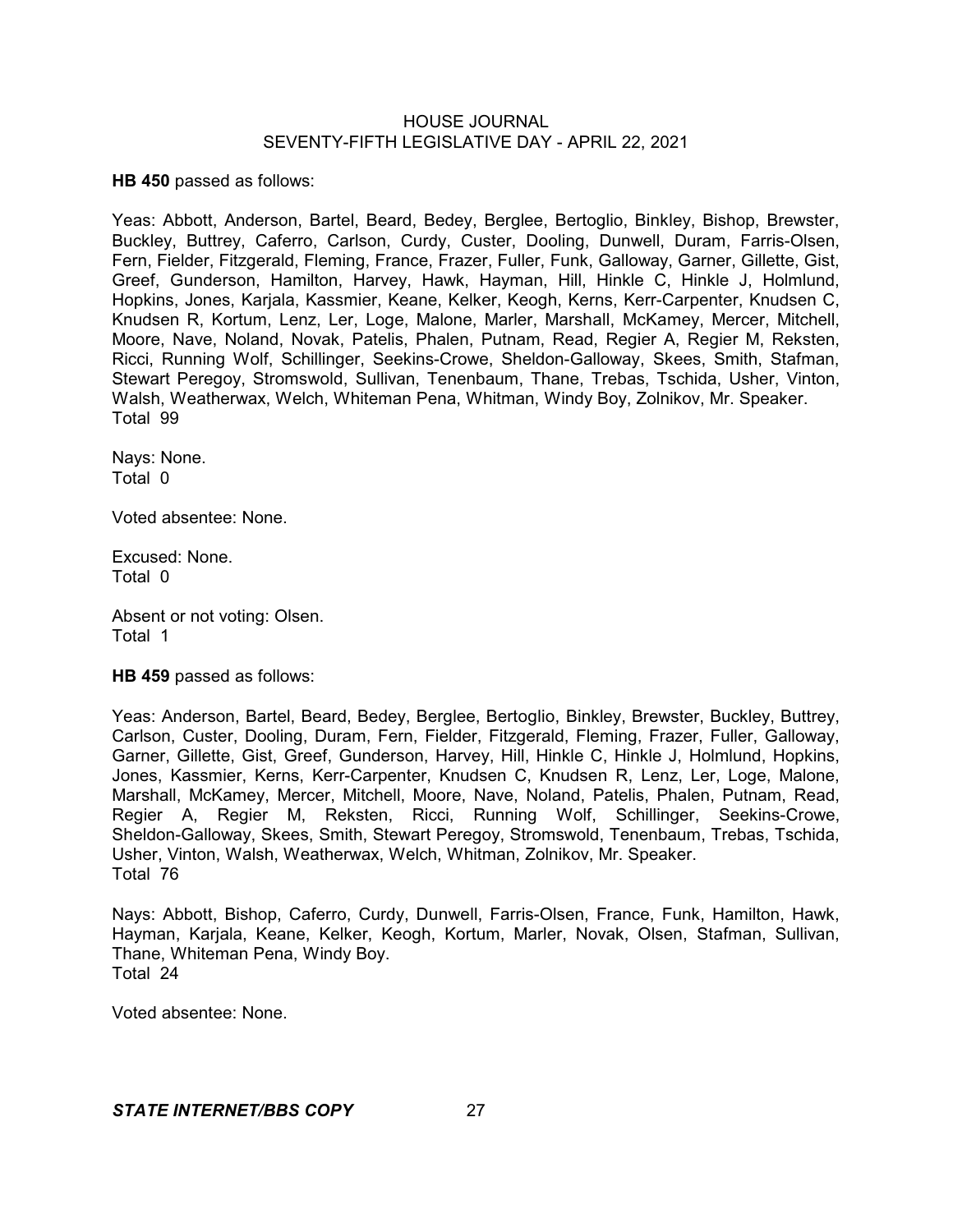**HB 450** passed as follows:

Yeas: Abbott, Anderson, Bartel, Beard, Bedey, Berglee, Bertoglio, Binkley, Bishop, Brewster, Buckley, Buttrey, Caferro, Carlson, Curdy, Custer, Dooling, Dunwell, Duram, Farris-Olsen, Fern, Fielder, Fitzgerald, Fleming, France, Frazer, Fuller, Funk, Galloway, Garner, Gillette, Gist, Greef, Gunderson, Hamilton, Harvey, Hawk, Hayman, Hill, Hinkle C, Hinkle J, Holmlund, Hopkins, Jones, Karjala, Kassmier, Keane, Kelker, Keogh, Kerns, Kerr-Carpenter, Knudsen C, Knudsen R, Kortum, Lenz, Ler, Loge, Malone, Marler, Marshall, McKamey, Mercer, Mitchell, Moore, Nave, Noland, Novak, Patelis, Phalen, Putnam, Read, Regier A, Regier M, Reksten, Ricci, Running Wolf, Schillinger, Seekins-Crowe, Sheldon-Galloway, Skees, Smith, Stafman, Stewart Peregoy, Stromswold, Sullivan, Tenenbaum, Thane, Trebas, Tschida, Usher, Vinton, Walsh, Weatherwax, Welch, Whiteman Pena, Whitman, Windy Boy, Zolnikov, Mr. Speaker.
Total 99

Nays: None.
Total 0

Voted absentee: None.

Excused: None.
Total 0

Absent or not voting: Olsen.
Total 1

**HB 459** passed as follows:

Yeas: Anderson, Bartel, Beard, Bedey, Berglee, Bertoglio, Binkley, Brewster, Buckley, Buttrey, Carlson, Custer, Dooling, Duram, Fern, Fielder, Fitzgerald, Fleming, Frazer, Fuller, Galloway, Garner, Gillette, Gist, Greef, Gunderson, Harvey, Hill, Hinkle C, Hinkle J, Holmlund, Hopkins, Jones, Kassmier, Kerns, Kerr-Carpenter, Knudsen C, Knudsen R, Lenz, Ler, Loge, Malone, Marshall, McKamey, Mercer, Mitchell, Moore, Nave, Noland, Patelis, Phalen, Putnam, Read, Regier A, Regier M, Reksten, Ricci, Running Wolf, Schillinger, Seekins-Crowe, Sheldon-Galloway, Skees, Smith, Stewart Peregoy, Stromswold, Tenenbaum, Trebas, Tschida, Usher, Vinton, Walsh, Weatherwax, Welch, Whitman, Zolnikov, Mr. Speaker.
Total 76

Nays: Abbott, Bishop, Caferro, Curdy, Dunwell, Farris-Olsen, France, Funk, Hamilton, Hawk, Hayman, Karjala, Keane, Kelker, Keogh, Kortum, Marler, Novak, Olsen, Stafman, Sullivan, Thane, Whiteman Pena, Windy Boy.
Total 24

Voted absentee: None.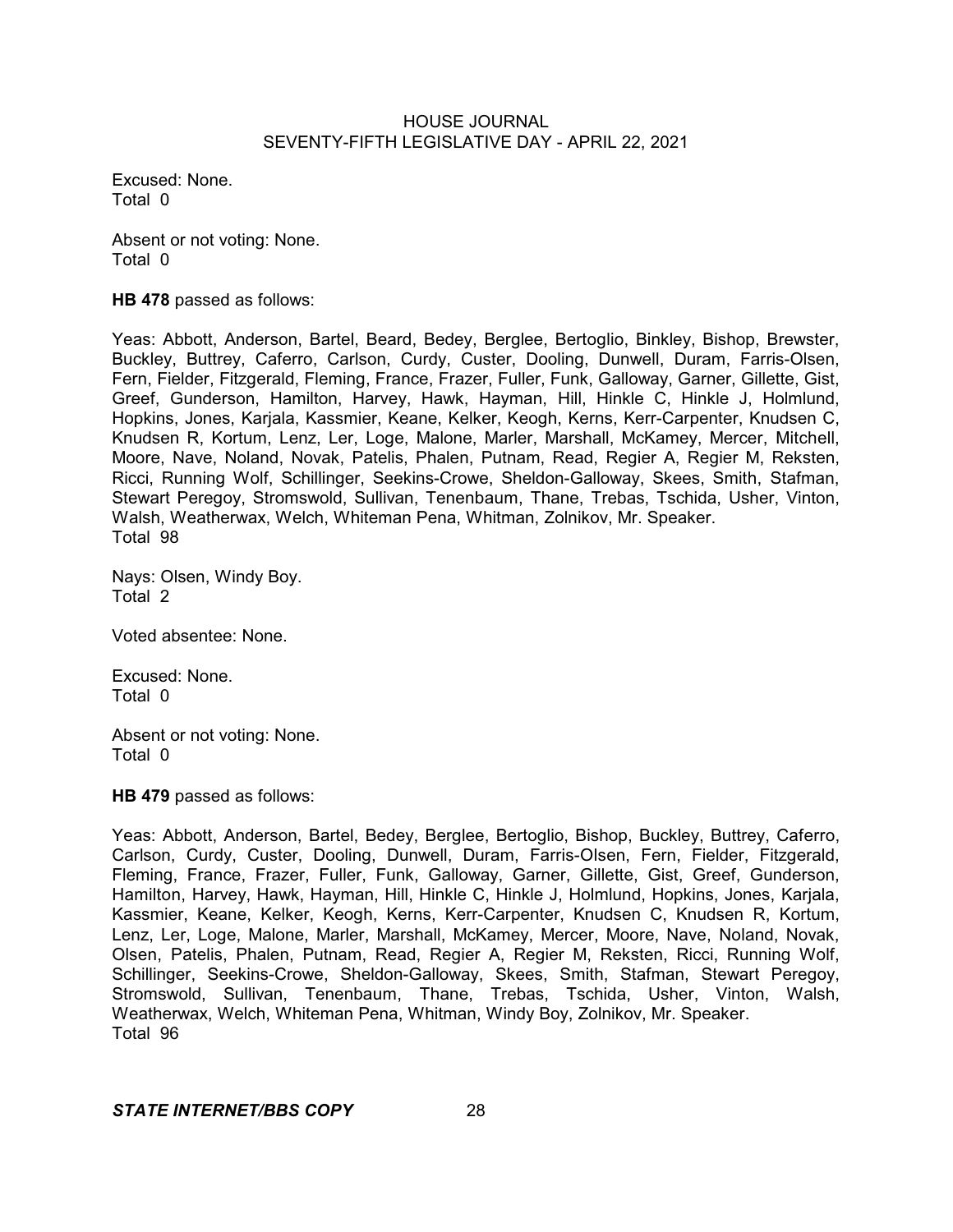Excused: None.
Total 0

Absent or not voting: None.
Total 0

**HB 478** passed as follows:

Yeas: Abbott, Anderson, Bartel, Beard, Bedey, Berglee, Bertoglio, Binkley, Bishop, Brewster, Buckley, Buttrey, Caferro, Carlson, Curdy, Custer, Dooling, Dunwell, Duram, Farris-Olsen, Fern, Fielder, Fitzgerald, Fleming, France, Frazer, Fuller, Funk, Galloway, Garner, Gillette, Gist, Greef, Gunderson, Hamilton, Harvey, Hawk, Hayman, Hill, Hinkle C, Hinkle J, Holmlund, Hopkins, Jones, Karjala, Kassmier, Keane, Kelker, Keogh, Kerns, Kerr-Carpenter, Knudsen C, Knudsen R, Kortum, Lenz, Ler, Loge, Malone, Marler, Marshall, McKamey, Mercer, Mitchell, Moore, Nave, Noland, Novak, Patelis, Phalen, Putnam, Read, Regier A, Regier M, Reksten, Ricci, Running Wolf, Schillinger, Seekins-Crowe, Sheldon-Galloway, Skees, Smith, Stafman, Stewart Peregoy, Stromswold, Sullivan, Tenenbaum, Thane, Trebas, Tschida, Usher, Vinton, Walsh, Weatherwax, Welch, Whiteman Pena, Whitman, Zolnikov, Mr. Speaker.
Total 98

Nays: Olsen, Windy Boy.
Total 2

Voted absentee: None.

Excused: None.
Total 0

Absent or not voting: None.
Total 0

**HB 479** passed as follows:

Yeas: Abbott, Anderson, Bartel, Bedey, Berglee, Bertoglio, Bishop, Buckley, Buttrey, Caferro, Carlson, Curdy, Custer, Dooling, Dunwell, Duram, Farris-Olsen, Fern, Fielder, Fitzgerald, Fleming, France, Frazer, Fuller, Funk, Galloway, Garner, Gillette, Gist, Greef, Gunderson, Hamilton, Harvey, Hawk, Hayman, Hill, Hinkle C, Hinkle J, Holmlund, Hopkins, Jones, Karjala, Kassmier, Keane, Kelker, Keogh, Kerns, Kerr-Carpenter, Knudsen C, Knudsen R, Kortum, Lenz, Ler, Loge, Malone, Marler, Marshall, McKamey, Mercer, Moore, Nave, Noland, Novak, Olsen, Patelis, Phalen, Putnam, Read, Regier A, Regier M, Reksten, Ricci, Running Wolf, Schillinger, Seekins-Crowe, Sheldon-Galloway, Skees, Smith, Stafman, Stewart Peregoy, Stromswold, Sullivan, Tenenbaum, Thane, Trebas, Tschida, Usher, Vinton, Walsh, Weatherwax, Welch, Whiteman Pena, Whitman, Windy Boy, Zolnikov, Mr. Speaker.
Total 96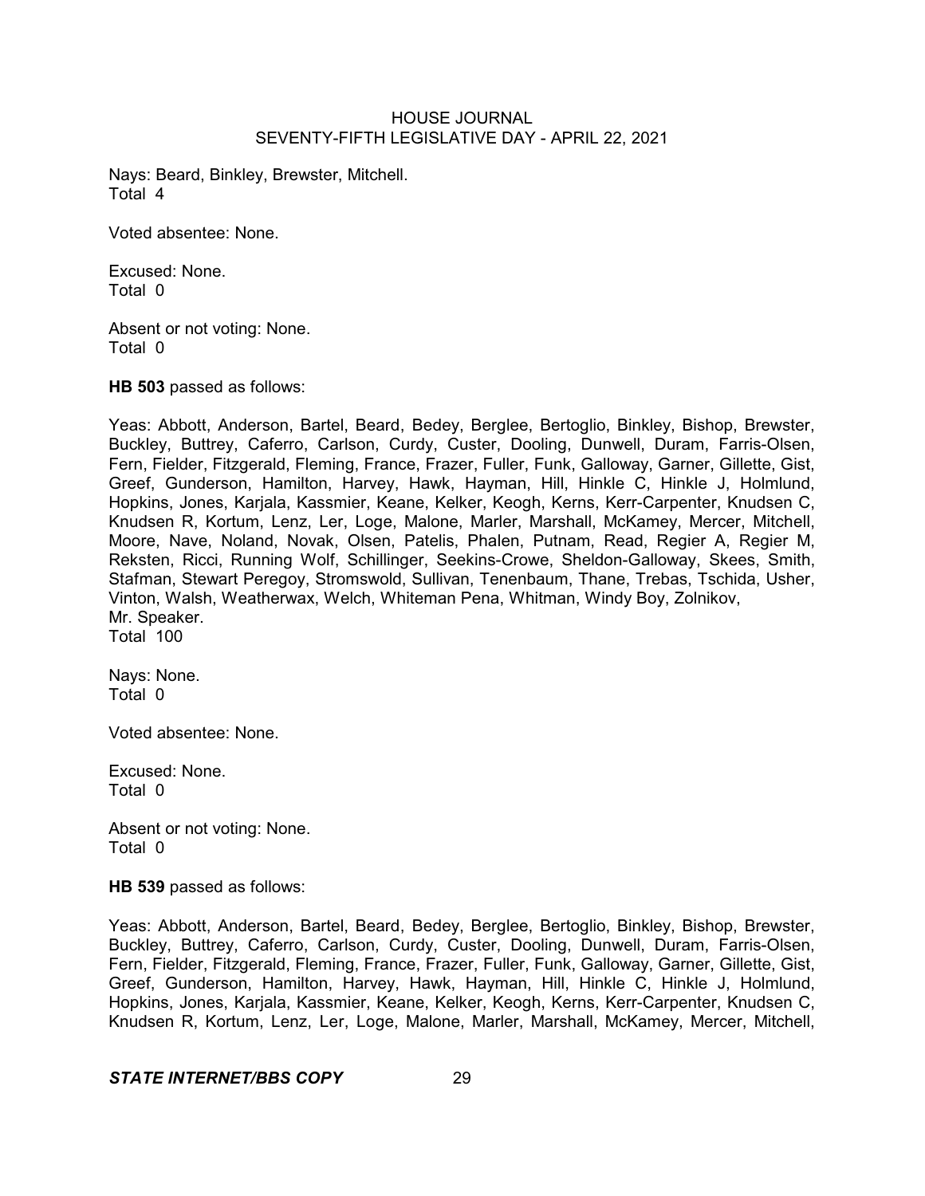Nays: Beard, Binkley, Brewster, Mitchell.
Total 4

Voted absentee: None.

Excused: None.
Total 0

Absent or not voting: None.
Total 0

**HB 503** passed as follows:

Yeas: Abbott, Anderson, Bartel, Beard, Bedey, Berglee, Bertoglio, Binkley, Bishop, Brewster, Buckley, Buttrey, Caferro, Carlson, Curdy, Custer, Dooling, Dunwell, Duram, Farris-Olsen, Fern, Fielder, Fitzgerald, Fleming, France, Frazer, Fuller, Funk, Galloway, Garner, Gillette, Gist, Greef, Gunderson, Hamilton, Harvey, Hawk, Hayman, Hill, Hinkle C, Hinkle J, Holmlund, Hopkins, Jones, Karjala, Kassmier, Keane, Kelker, Keogh, Kerns, Kerr-Carpenter, Knudsen C, Knudsen R, Kortum, Lenz, Ler, Loge, Malone, Marler, Marshall, McKamey, Mercer, Mitchell, Moore, Nave, Noland, Novak, Olsen, Patelis, Phalen, Putnam, Read, Regier A, Regier M, Reksten, Ricci, Running Wolf, Schillinger, Seekins-Crowe, Sheldon-Galloway, Skees, Smith, Stafman, Stewart Peregoy, Stromswold, Sullivan, Tenenbaum, Thane, Trebas, Tschida, Usher, Vinton, Walsh, Weatherwax, Welch, Whiteman Pena, Whitman, Windy Boy, Zolnikov, Mr. Speaker.
Total 100

Nays: None.
Total 0

Voted absentee: None.

Excused: None.
Total 0

Absent or not voting: None.
Total 0

**HB 539** passed as follows:

Yeas: Abbott, Anderson, Bartel, Beard, Bedey, Berglee, Bertoglio, Binkley, Bishop, Brewster, Buckley, Buttrey, Caferro, Carlson, Curdy, Custer, Dooling, Dunwell, Duram, Farris-Olsen, Fern, Fielder, Fitzgerald, Fleming, France, Frazer, Fuller, Funk, Galloway, Garner, Gillette, Gist, Greef, Gunderson, Hamilton, Harvey, Hawk, Hayman, Hill, Hinkle C, Hinkle J, Holmlund, Hopkins, Jones, Karjala, Kassmier, Keane, Kelker, Keogh, Kerns, Kerr-Carpenter, Knudsen C, Knudsen R, Kortum, Lenz, Ler, Loge, Malone, Marler, Marshall, McKamey, Mercer, Mitchell,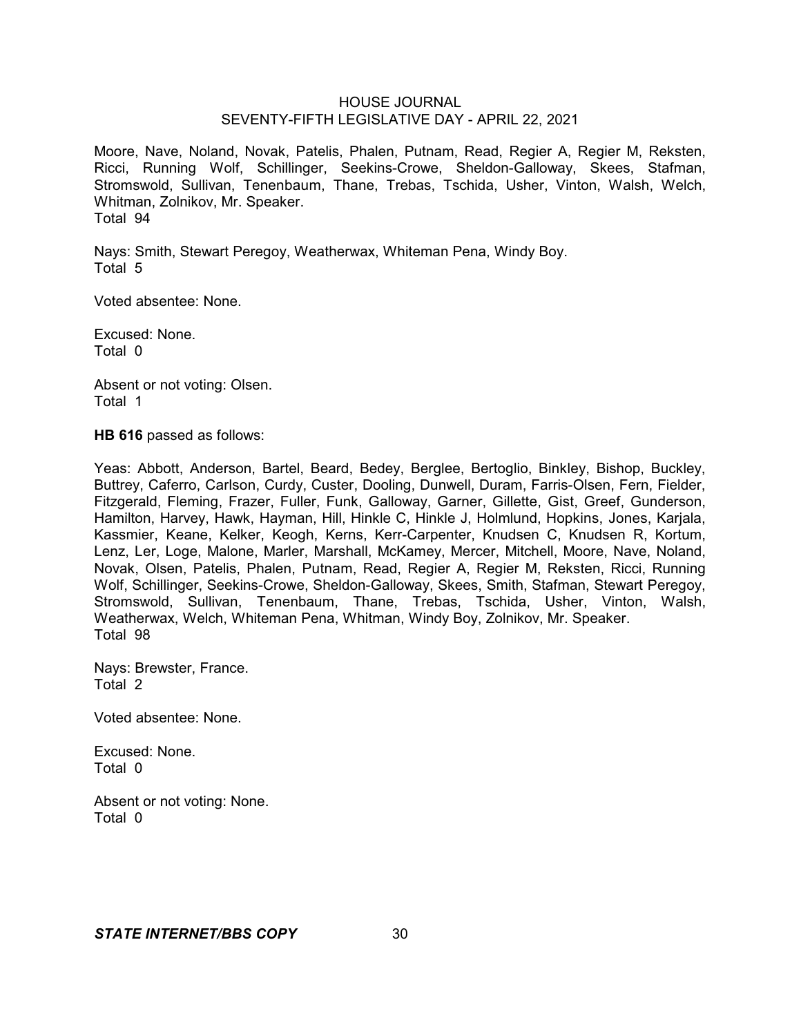Moore, Nave, Noland, Novak, Patelis, Phalen, Putnam, Read, Regier A, Regier M, Reksten, Ricci, Running Wolf, Schillinger, Seekins-Crowe, Sheldon-Galloway, Skees, Stafman, Stromswold, Sullivan, Tenenbaum, Thane, Trebas, Tschida, Usher, Vinton, Walsh, Welch, Whitman, Zolnikov, Mr. Speaker.
Total 94

Nays: Smith, Stewart Peregoy, Weatherwax, Whiteman Pena, Windy Boy.
Total 5

Voted absentee: None.

Excused: None.
Total 0

Absent or not voting: Olsen.
Total 1

**HB 616** passed as follows:

Yeas: Abbott, Anderson, Bartel, Beard, Bedey, Berglee, Bertoglio, Binkley, Bishop, Buckley, Buttrey, Caferro, Carlson, Curdy, Custer, Dooling, Dunwell, Duram, Farris-Olsen, Fern, Fielder, Fitzgerald, Fleming, Frazer, Fuller, Funk, Galloway, Garner, Gillette, Gist, Greef, Gunderson, Hamilton, Harvey, Hawk, Hayman, Hill, Hinkle C, Hinkle J, Holmlund, Hopkins, Jones, Karjala, Kassmier, Keane, Kelker, Keogh, Kerns, Kerr-Carpenter, Knudsen C, Knudsen R, Kortum, Lenz, Ler, Loge, Malone, Marler, Marshall, McKamey, Mercer, Mitchell, Moore, Nave, Noland, Novak, Olsen, Patelis, Phalen, Putnam, Read, Regier A, Regier M, Reksten, Ricci, Running Wolf, Schillinger, Seekins-Crowe, Sheldon-Galloway, Skees, Smith, Stafman, Stewart Peregoy, Stromswold, Sullivan, Tenenbaum, Thane, Trebas, Tschida, Usher, Vinton, Walsh, Weatherwax, Welch, Whiteman Pena, Whitman, Windy Boy, Zolnikov, Mr. Speaker.
Total 98

Nays: Brewster, France.
Total 2

Voted absentee: None.

Excused: None.
Total 0

Absent or not voting: None.
Total 0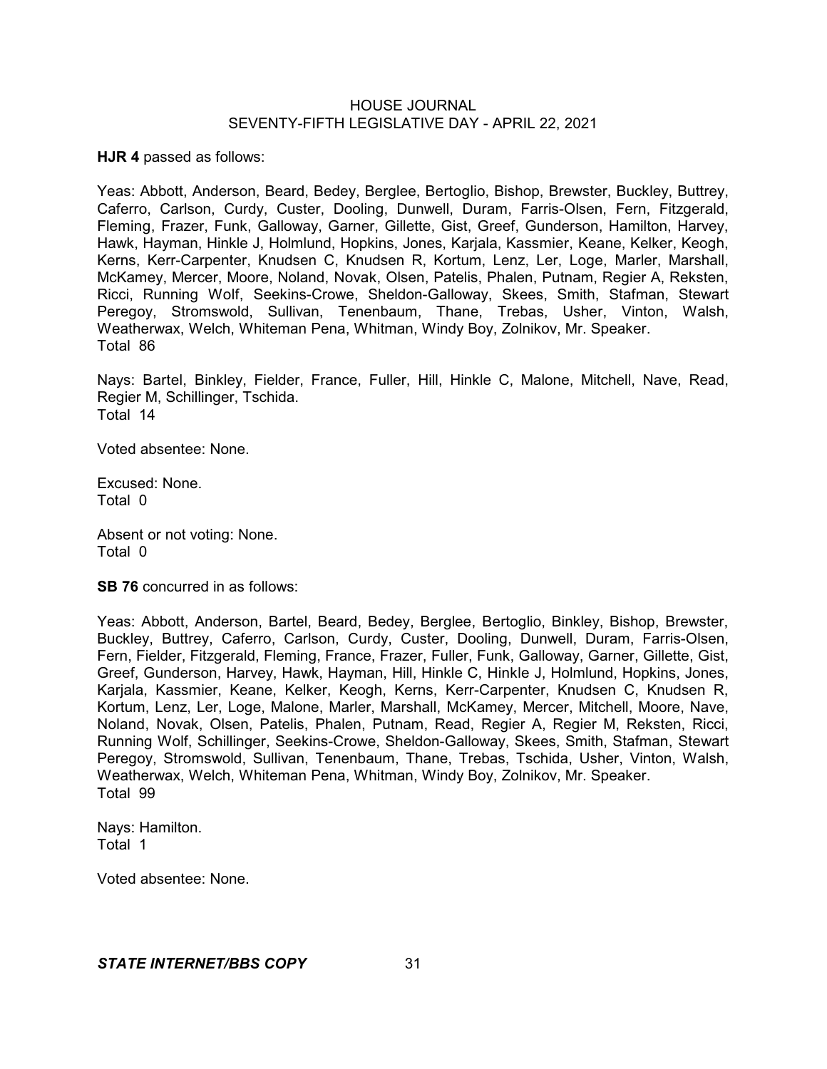**HJR 4** passed as follows:

Yeas: Abbott, Anderson, Beard, Bedey, Berglee, Bertoglio, Bishop, Brewster, Buckley, Buttrey, Caferro, Carlson, Curdy, Custer, Dooling, Dunwell, Duram, Farris-Olsen, Fern, Fitzgerald, Fleming, Frazer, Funk, Galloway, Garner, Gillette, Gist, Greef, Gunderson, Hamilton, Harvey, Hawk, Hayman, Hinkle J, Holmlund, Hopkins, Jones, Karjala, Kassmier, Keane, Kelker, Keogh, Kerns, Kerr-Carpenter, Knudsen C, Knudsen R, Kortum, Lenz, Ler, Loge, Marler, Marshall, McKamey, Mercer, Moore, Noland, Novak, Olsen, Patelis, Phalen, Putnam, Regier A, Reksten, Ricci, Running Wolf, Seekins-Crowe, Sheldon-Galloway, Skees, Smith, Stafman, Stewart Peregoy, Stromswold, Sullivan, Tenenbaum, Thane, Trebas, Usher, Vinton, Walsh, Weatherwax, Welch, Whiteman Pena, Whitman, Windy Boy, Zolnikov, Mr. Speaker.
Total 86

Nays: Bartel, Binkley, Fielder, France, Fuller, Hill, Hinkle C, Malone, Mitchell, Nave, Read, Regier M, Schillinger, Tschida.
Total 14

Voted absentee: None.

Excused: None.
Total 0

Absent or not voting: None.
Total 0

**SB 76** concurred in as follows:

Yeas: Abbott, Anderson, Bartel, Beard, Bedey, Berglee, Bertoglio, Binkley, Bishop, Brewster, Buckley, Buttrey, Caferro, Carlson, Curdy, Custer, Dooling, Dunwell, Duram, Farris-Olsen, Fern, Fielder, Fitzgerald, Fleming, France, Frazer, Fuller, Funk, Galloway, Garner, Gillette, Gist, Greef, Gunderson, Harvey, Hawk, Hayman, Hill, Hinkle C, Hinkle J, Holmlund, Hopkins, Jones, Karjala, Kassmier, Keane, Kelker, Keogh, Kerns, Kerr-Carpenter, Knudsen C, Knudsen R, Kortum, Lenz, Ler, Loge, Malone, Marler, Marshall, McKamey, Mercer, Mitchell, Moore, Nave, Noland, Novak, Olsen, Patelis, Phalen, Putnam, Read, Regier A, Regier M, Reksten, Ricci, Running Wolf, Schillinger, Seekins-Crowe, Sheldon-Galloway, Skees, Smith, Stafman, Stewart Peregoy, Stromswold, Sullivan, Tenenbaum, Thane, Trebas, Tschida, Usher, Vinton, Walsh, Weatherwax, Welch, Whiteman Pena, Whitman, Windy Boy, Zolnikov, Mr. Speaker.
Total 99

Nays: Hamilton.
Total 1

Voted absentee: None.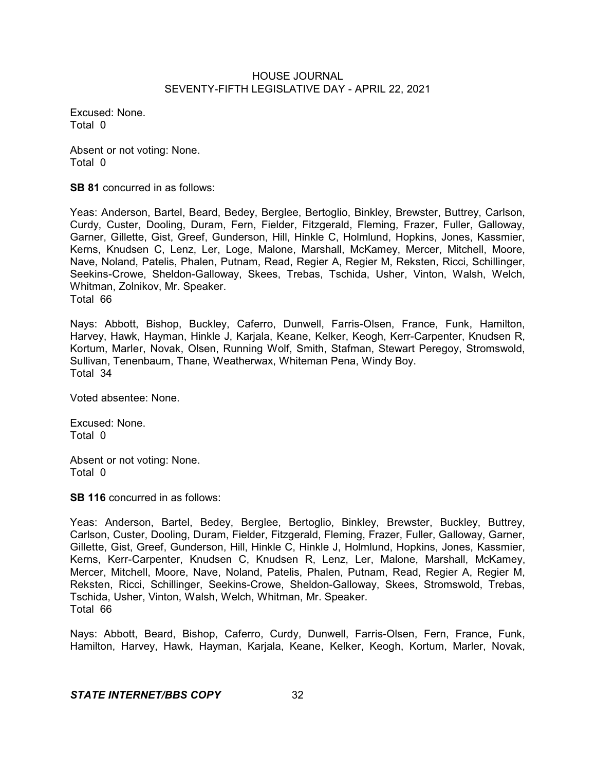Excused: None.
Total 0

Absent or not voting: None.
Total 0

**SB 81** concurred in as follows:

Yeas: Anderson, Bartel, Beard, Bedey, Berglee, Bertoglio, Binkley, Brewster, Buttrey, Carlson, Curdy, Custer, Dooling, Duram, Fern, Fielder, Fitzgerald, Fleming, Frazer, Fuller, Galloway, Garner, Gillette, Gist, Greef, Gunderson, Hill, Hinkle C, Holmlund, Hopkins, Jones, Kassmier, Kerns, Knudsen C, Lenz, Ler, Loge, Malone, Marshall, McKamey, Mercer, Mitchell, Moore, Nave, Noland, Patelis, Phalen, Putnam, Read, Regier A, Regier M, Reksten, Ricci, Schillinger, Seekins-Crowe, Sheldon-Galloway, Skees, Trebas, Tschida, Usher, Vinton, Walsh, Welch, Whitman, Zolnikov, Mr. Speaker.
Total 66

Nays: Abbott, Bishop, Buckley, Caferro, Dunwell, Farris-Olsen, France, Funk, Hamilton, Harvey, Hawk, Hayman, Hinkle J, Karjala, Keane, Kelker, Keogh, Kerr-Carpenter, Knudsen R, Kortum, Marler, Novak, Olsen, Running Wolf, Smith, Stafman, Stewart Peregoy, Stromswold, Sullivan, Tenenbaum, Thane, Weatherwax, Whiteman Pena, Windy Boy.
Total 34

Voted absentee: None.

Excused: None.
Total 0

Absent or not voting: None.
Total 0

**SB 116** concurred in as follows:

Yeas: Anderson, Bartel, Bedey, Berglee, Bertoglio, Binkley, Brewster, Buckley, Buttrey, Carlson, Custer, Dooling, Duram, Fielder, Fitzgerald, Fleming, Frazer, Fuller, Galloway, Garner, Gillette, Gist, Greef, Gunderson, Hill, Hinkle C, Hinkle J, Holmlund, Hopkins, Jones, Kassmier, Kerns, Kerr-Carpenter, Knudsen C, Knudsen R, Lenz, Ler, Malone, Marshall, McKamey, Mercer, Mitchell, Moore, Nave, Noland, Patelis, Phalen, Putnam, Read, Regier A, Regier M, Reksten, Ricci, Schillinger, Seekins-Crowe, Sheldon-Galloway, Skees, Stromswold, Trebas, Tschida, Usher, Vinton, Walsh, Welch, Whitman, Mr. Speaker.
Total 66

Nays: Abbott, Beard, Bishop, Caferro, Curdy, Dunwell, Farris-Olsen, Fern, France, Funk, Hamilton, Harvey, Hawk, Hayman, Karjala, Keane, Kelker, Keogh, Kortum, Marler, Novak,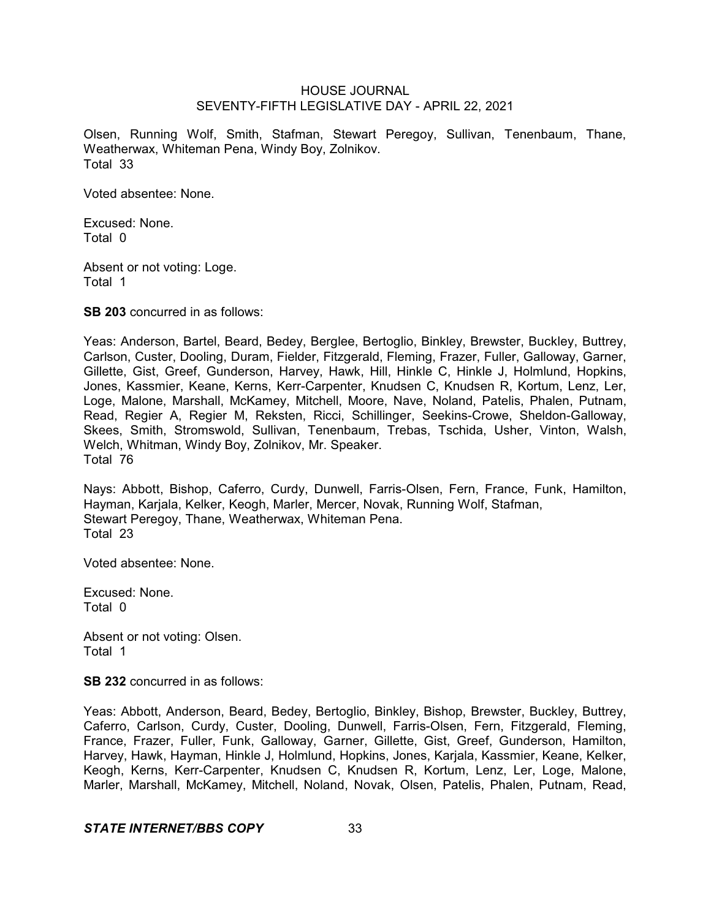Olsen, Running Wolf, Smith, Stafman, Stewart Peregoy, Sullivan, Tenenbaum, Thane, Weatherwax, Whiteman Pena, Windy Boy, Zolnikov.
Total 33

Voted absentee: None.

Excused: None.
Total 0

Absent or not voting: Loge.
Total 1

**SB 203** concurred in as follows:

Yeas: Anderson, Bartel, Beard, Bedey, Berglee, Bertoglio, Binkley, Brewster, Buckley, Buttrey, Carlson, Custer, Dooling, Duram, Fielder, Fitzgerald, Fleming, Frazer, Fuller, Galloway, Garner, Gillette, Gist, Greef, Gunderson, Harvey, Hawk, Hill, Hinkle C, Hinkle J, Holmlund, Hopkins, Jones, Kassmier, Keane, Kerns, Kerr-Carpenter, Knudsen C, Knudsen R, Kortum, Lenz, Ler, Loge, Malone, Marshall, McKamey, Mitchell, Moore, Nave, Noland, Patelis, Phalen, Putnam, Read, Regier A, Regier M, Reksten, Ricci, Schillinger, Seekins-Crowe, Sheldon-Galloway, Skees, Smith, Stromswold, Sullivan, Tenenbaum, Trebas, Tschida, Usher, Vinton, Walsh, Welch, Whitman, Windy Boy, Zolnikov, Mr. Speaker.
Total 76

Nays: Abbott, Bishop, Caferro, Curdy, Dunwell, Farris-Olsen, Fern, France, Funk, Hamilton, Hayman, Karjala, Kelker, Keogh, Marler, Mercer, Novak, Running Wolf, Stafman, Stewart Peregoy, Thane, Weatherwax, Whiteman Pena.
Total 23

Voted absentee: None.

Excused: None.
Total 0

Absent or not voting: Olsen.
Total 1

**SB 232** concurred in as follows:

Yeas: Abbott, Anderson, Beard, Bedey, Bertoglio, Binkley, Bishop, Brewster, Buckley, Buttrey, Caferro, Carlson, Curdy, Custer, Dooling, Dunwell, Farris-Olsen, Fern, Fitzgerald, Fleming, France, Frazer, Fuller, Funk, Galloway, Garner, Gillette, Gist, Greef, Gunderson, Hamilton, Harvey, Hawk, Hayman, Hinkle J, Holmlund, Hopkins, Jones, Karjala, Kassmier, Keane, Kelker, Keogh, Kerns, Kerr-Carpenter, Knudsen C, Knudsen R, Kortum, Lenz, Ler, Loge, Malone, Marler, Marshall, McKamey, Mitchell, Noland, Novak, Olsen, Patelis, Phalen, Putnam, Read,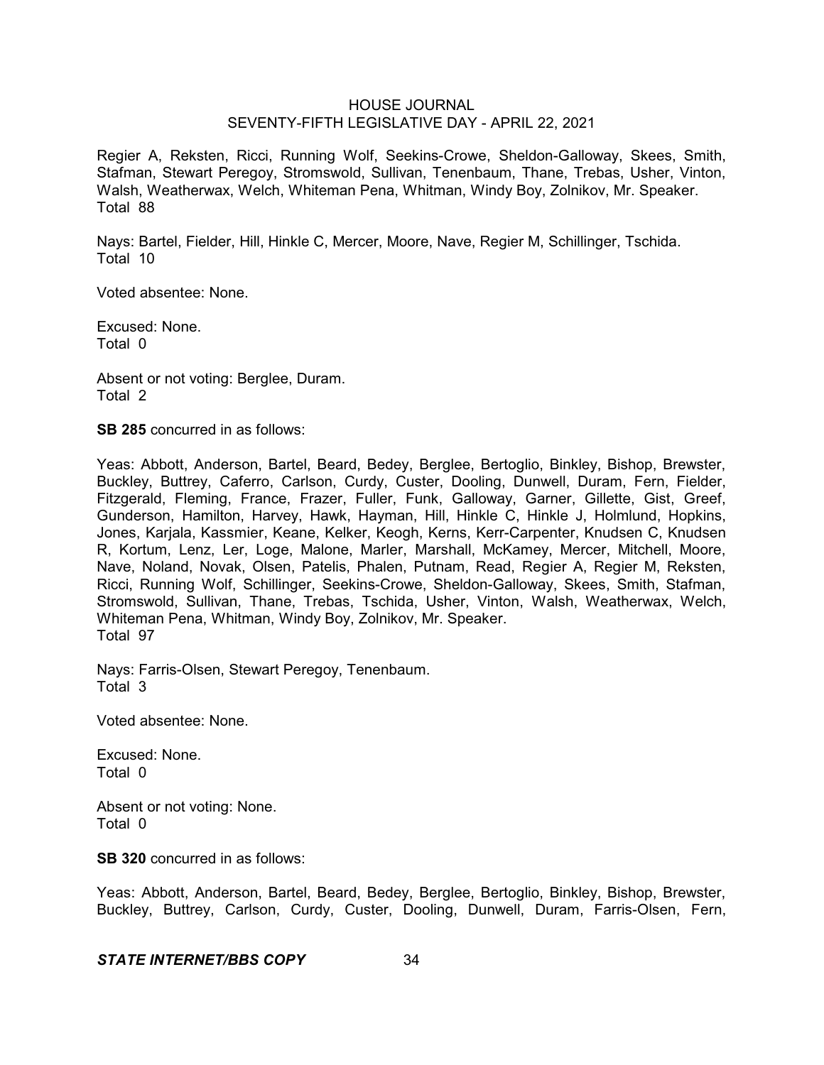Regier A, Reksten, Ricci, Running Wolf, Seekins-Crowe, Sheldon-Galloway, Skees, Smith, Stafman, Stewart Peregoy, Stromswold, Sullivan, Tenenbaum, Thane, Trebas, Usher, Vinton, Walsh, Weatherwax, Welch, Whiteman Pena, Whitman, Windy Boy, Zolnikov, Mr. Speaker.
Total 88

Nays: Bartel, Fielder, Hill, Hinkle C, Mercer, Moore, Nave, Regier M, Schillinger, Tschida.
Total 10

Voted absentee: None.

Excused: None.
Total 0

Absent or not voting: Berglee, Duram.
Total 2

**SB 285** concurred in as follows:

Yeas: Abbott, Anderson, Bartel, Beard, Bedey, Berglee, Bertoglio, Binkley, Bishop, Brewster, Buckley, Buttrey, Caferro, Carlson, Curdy, Custer, Dooling, Dunwell, Duram, Fern, Fielder, Fitzgerald, Fleming, France, Frazer, Fuller, Funk, Galloway, Garner, Gillette, Gist, Greef, Gunderson, Hamilton, Harvey, Hawk, Hayman, Hill, Hinkle C, Hinkle J, Holmlund, Hopkins, Jones, Karjala, Kassmier, Keane, Kelker, Keogh, Kerns, Kerr-Carpenter, Knudsen C, Knudsen R, Kortum, Lenz, Ler, Loge, Malone, Marler, Marshall, McKamey, Mercer, Mitchell, Moore, Nave, Noland, Novak, Olsen, Patelis, Phalen, Putnam, Read, Regier A, Regier M, Reksten, Ricci, Running Wolf, Schillinger, Seekins-Crowe, Sheldon-Galloway, Skees, Smith, Stafman, Stromswold, Sullivan, Thane, Trebas, Tschida, Usher, Vinton, Walsh, Weatherwax, Welch, Whiteman Pena, Whitman, Windy Boy, Zolnikov, Mr. Speaker.
Total 97

Nays: Farris-Olsen, Stewart Peregoy, Tenenbaum.
Total 3

Voted absentee: None.

Excused: None.
Total 0

Absent or not voting: None.
Total 0

**SB 320** concurred in as follows:

Yeas: Abbott, Anderson, Bartel, Beard, Bedey, Berglee, Bertoglio, Binkley, Bishop, Brewster, Buckley, Buttrey, Carlson, Curdy, Custer, Dooling, Dunwell, Duram, Farris-Olsen, Fern,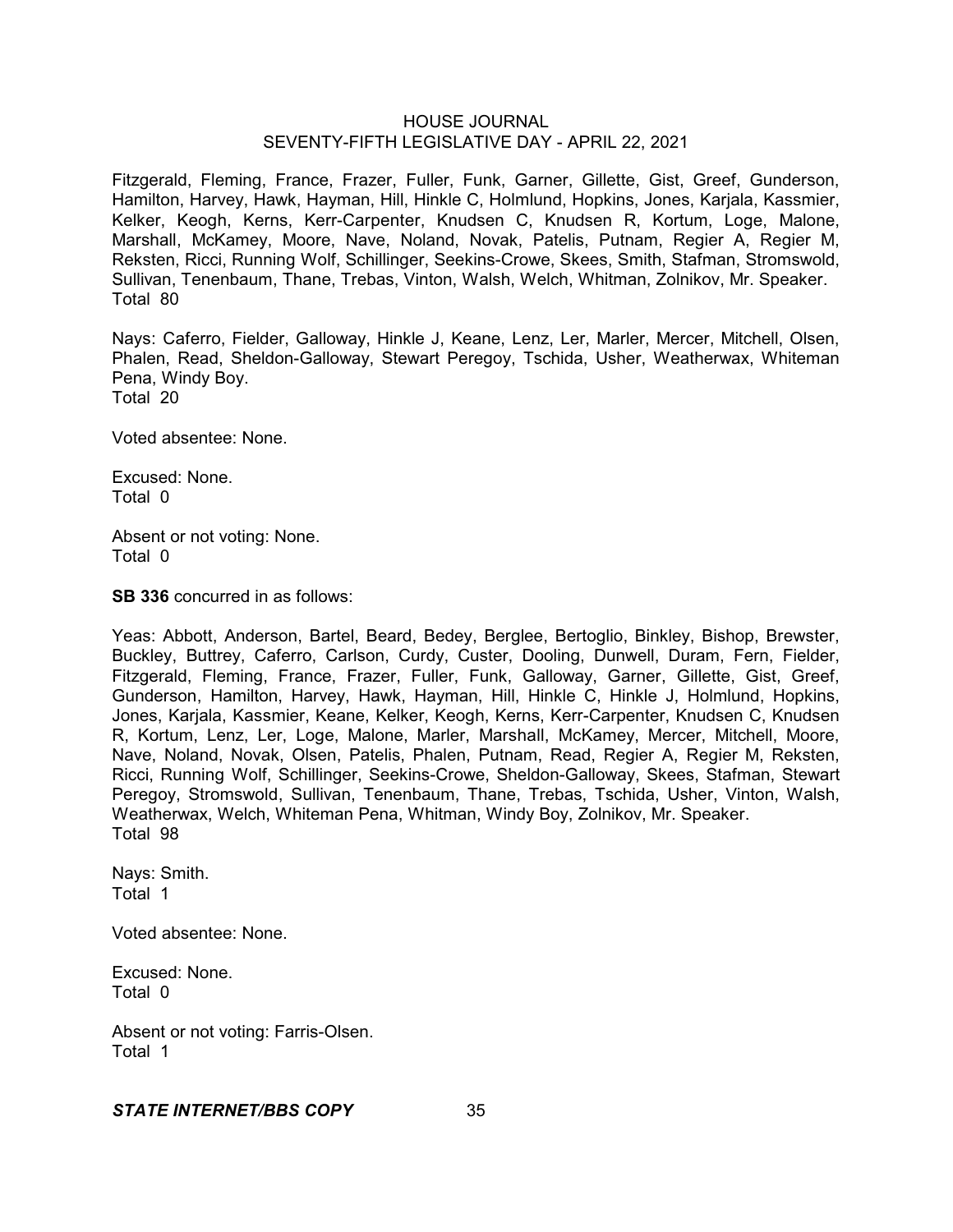Fitzgerald, Fleming, France, Frazer, Fuller, Funk, Garner, Gillette, Gist, Greef, Gunderson, Hamilton, Harvey, Hawk, Hayman, Hill, Hinkle C, Holmlund, Hopkins, Jones, Karjala, Kassmier, Kelker, Keogh, Kerns, Kerr-Carpenter, Knudsen C, Knudsen R, Kortum, Loge, Malone, Marshall, McKamey, Moore, Nave, Noland, Novak, Patelis, Putnam, Regier A, Regier M, Reksten, Ricci, Running Wolf, Schillinger, Seekins-Crowe, Skees, Smith, Stafman, Stromswold, Sullivan, Tenenbaum, Thane, Trebas, Vinton, Walsh, Welch, Whitman, Zolnikov, Mr. Speaker.
Total 80

Nays: Caferro, Fielder, Galloway, Hinkle J, Keane, Lenz, Ler, Marler, Mercer, Mitchell, Olsen, Phalen, Read, Sheldon-Galloway, Stewart Peregoy, Tschida, Usher, Weatherwax, Whiteman Pena, Windy Boy.
Total 20

Voted absentee: None.

Excused: None.
Total 0

Absent or not voting: None.
Total 0

**SB 336** concurred in as follows:

Yeas: Abbott, Anderson, Bartel, Beard, Bedey, Berglee, Bertoglio, Binkley, Bishop, Brewster, Buckley, Buttrey, Caferro, Carlson, Curdy, Custer, Dooling, Dunwell, Duram, Fern, Fielder, Fitzgerald, Fleming, France, Frazer, Fuller, Funk, Galloway, Garner, Gillette, Gist, Greef, Gunderson, Hamilton, Harvey, Hawk, Hayman, Hill, Hinkle C, Hinkle J, Holmlund, Hopkins, Jones, Karjala, Kassmier, Keane, Kelker, Keogh, Kerns, Kerr-Carpenter, Knudsen C, Knudsen R, Kortum, Lenz, Ler, Loge, Malone, Marler, Marshall, McKamey, Mercer, Mitchell, Moore, Nave, Noland, Novak, Olsen, Patelis, Phalen, Putnam, Read, Regier A, Regier M, Reksten, Ricci, Running Wolf, Schillinger, Seekins-Crowe, Sheldon-Galloway, Skees, Stafman, Stewart Peregoy, Stromswold, Sullivan, Tenenbaum, Thane, Trebas, Tschida, Usher, Vinton, Walsh, Weatherwax, Welch, Whiteman Pena, Whitman, Windy Boy, Zolnikov, Mr. Speaker.
Total 98

Nays: Smith.
Total 1

Voted absentee: None.

Excused: None.
Total 0

Absent or not voting: Farris-Olsen.
Total 1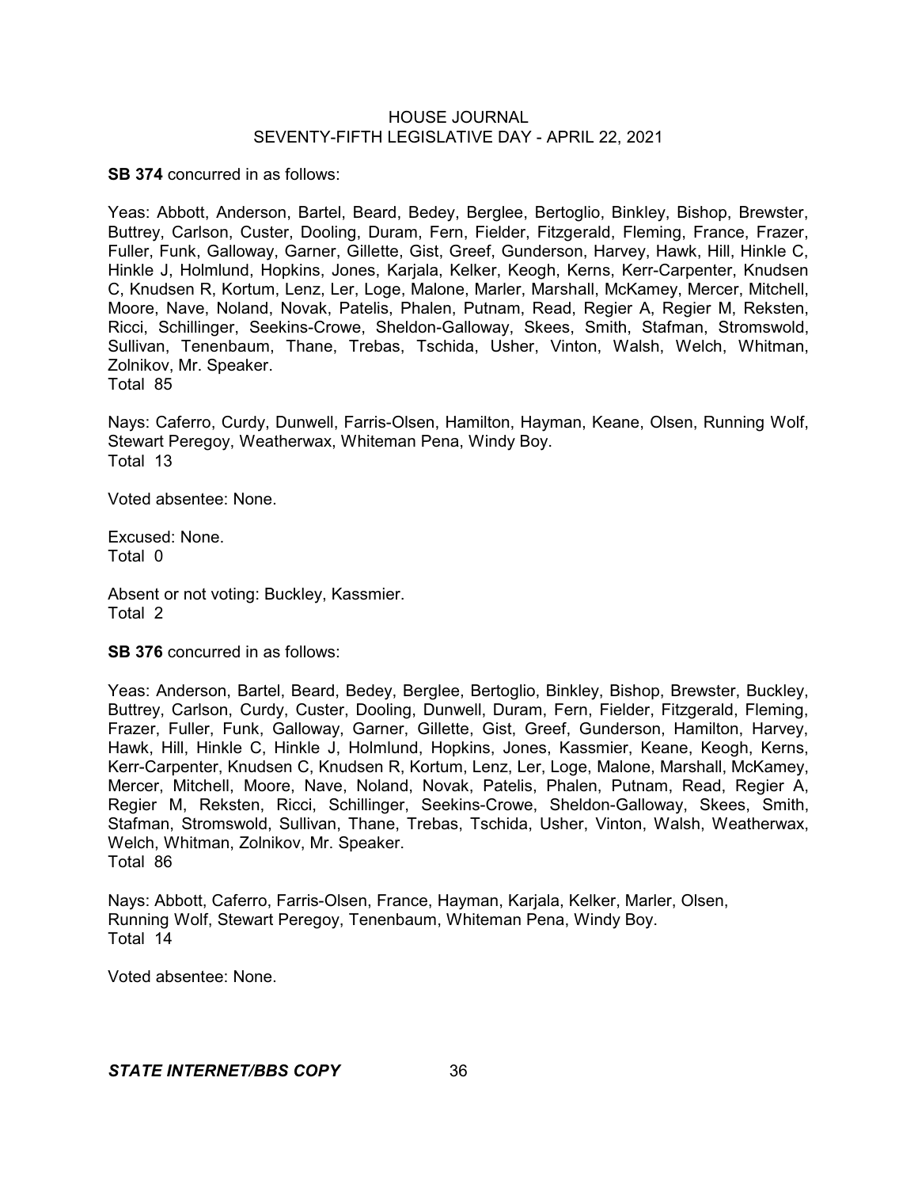**SB 374** concurred in as follows:

Yeas: Abbott, Anderson, Bartel, Beard, Bedey, Berglee, Bertoglio, Binkley, Bishop, Brewster, Buttrey, Carlson, Custer, Dooling, Duram, Fern, Fielder, Fitzgerald, Fleming, France, Frazer, Fuller, Funk, Galloway, Garner, Gillette, Gist, Greef, Gunderson, Harvey, Hawk, Hill, Hinkle C, Hinkle J, Holmlund, Hopkins, Jones, Karjala, Kelker, Keogh, Kerns, Kerr-Carpenter, Knudsen C, Knudsen R, Kortum, Lenz, Ler, Loge, Malone, Marler, Marshall, McKamey, Mercer, Mitchell, Moore, Nave, Noland, Novak, Patelis, Phalen, Putnam, Read, Regier A, Regier M, Reksten, Ricci, Schillinger, Seekins-Crowe, Sheldon-Galloway, Skees, Smith, Stafman, Stromswold, Sullivan, Tenenbaum, Thane, Trebas, Tschida, Usher, Vinton, Walsh, Welch, Whitman, Zolnikov, Mr. Speaker.
Total 85

Nays: Caferro, Curdy, Dunwell, Farris-Olsen, Hamilton, Hayman, Keane, Olsen, Running Wolf, Stewart Peregoy, Weatherwax, Whiteman Pena, Windy Boy.
Total 13

Voted absentee: None.

Excused: None.
Total 0

Absent or not voting: Buckley, Kassmier.
Total 2

**SB 376** concurred in as follows:

Yeas: Anderson, Bartel, Beard, Bedey, Berglee, Bertoglio, Binkley, Bishop, Brewster, Buckley, Buttrey, Carlson, Curdy, Custer, Dooling, Dunwell, Duram, Fern, Fielder, Fitzgerald, Fleming, Frazer, Fuller, Funk, Galloway, Garner, Gillette, Gist, Greef, Gunderson, Hamilton, Harvey, Hawk, Hill, Hinkle C, Hinkle J, Holmlund, Hopkins, Jones, Kassmier, Keane, Keogh, Kerns, Kerr-Carpenter, Knudsen C, Knudsen R, Kortum, Lenz, Ler, Loge, Malone, Marshall, McKamey, Mercer, Mitchell, Moore, Nave, Noland, Novak, Patelis, Phalen, Putnam, Read, Regier A, Regier M, Reksten, Ricci, Schillinger, Seekins-Crowe, Sheldon-Galloway, Skees, Smith, Stafman, Stromswold, Sullivan, Thane, Trebas, Tschida, Usher, Vinton, Walsh, Weatherwax, Welch, Whitman, Zolnikov, Mr. Speaker.
Total 86

Nays: Abbott, Caferro, Farris-Olsen, France, Hayman, Karjala, Kelker, Marler, Olsen, Running Wolf, Stewart Peregoy, Tenenbaum, Whiteman Pena, Windy Boy.
Total 14

Voted absentee: None.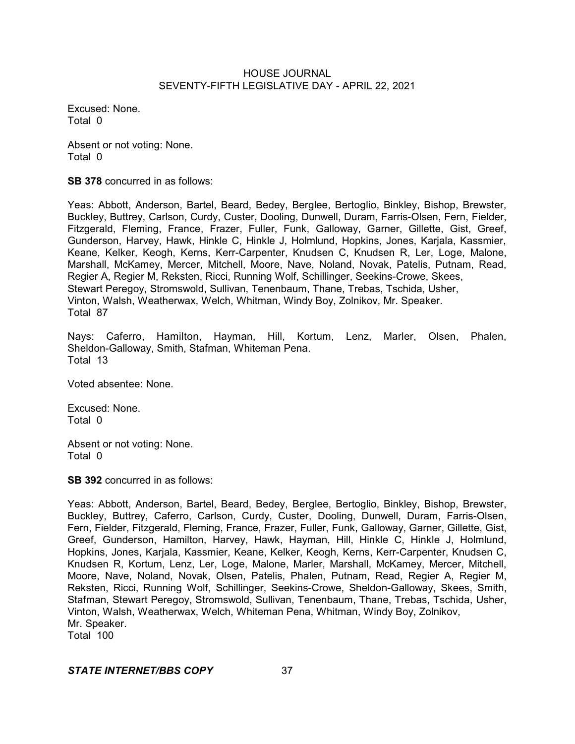Excused: None.
Total 0

Absent or not voting: None.
Total 0

**SB 378** concurred in as follows:

Yeas: Abbott, Anderson, Bartel, Beard, Bedey, Berglee, Bertoglio, Binkley, Bishop, Brewster, Buckley, Buttrey, Carlson, Curdy, Custer, Dooling, Dunwell, Duram, Farris-Olsen, Fern, Fielder, Fitzgerald, Fleming, France, Frazer, Fuller, Funk, Galloway, Garner, Gillette, Gist, Greef, Gunderson, Harvey, Hawk, Hinkle C, Hinkle J, Holmlund, Hopkins, Jones, Karjala, Kassmier, Keane, Kelker, Keogh, Kerns, Kerr-Carpenter, Knudsen C, Knudsen R, Ler, Loge, Malone, Marshall, McKamey, Mercer, Mitchell, Moore, Nave, Noland, Novak, Patelis, Putnam, Read, Regier A, Regier M, Reksten, Ricci, Running Wolf, Schillinger, Seekins-Crowe, Skees, Stewart Peregoy, Stromswold, Sullivan, Tenenbaum, Thane, Trebas, Tschida, Usher, Vinton, Walsh, Weatherwax, Welch, Whitman, Windy Boy, Zolnikov, Mr. Speaker.
Total 87

Nays: Caferro, Hamilton, Hayman, Hill, Kortum, Lenz, Marler, Olsen, Phalen, Sheldon-Galloway, Smith, Stafman, Whiteman Pena.
Total 13

Voted absentee: None.

Excused: None.
Total 0

Absent or not voting: None.
Total 0

**SB 392** concurred in as follows:

Yeas: Abbott, Anderson, Bartel, Beard, Bedey, Berglee, Bertoglio, Binkley, Bishop, Brewster, Buckley, Buttrey, Caferro, Carlson, Curdy, Custer, Dooling, Dunwell, Duram, Farris-Olsen, Fern, Fielder, Fitzgerald, Fleming, France, Frazer, Fuller, Funk, Galloway, Garner, Gillette, Gist, Greef, Gunderson, Hamilton, Harvey, Hawk, Hayman, Hill, Hinkle C, Hinkle J, Holmlund, Hopkins, Jones, Karjala, Kassmier, Keane, Kelker, Keogh, Kerns, Kerr-Carpenter, Knudsen C, Knudsen R, Kortum, Lenz, Ler, Loge, Malone, Marler, Marshall, McKamey, Mercer, Mitchell, Moore, Nave, Noland, Novak, Olsen, Patelis, Phalen, Putnam, Read, Regier A, Regier M, Reksten, Ricci, Running Wolf, Schillinger, Seekins-Crowe, Sheldon-Galloway, Skees, Smith, Stafman, Stewart Peregoy, Stromswold, Sullivan, Tenenbaum, Thane, Trebas, Tschida, Usher, Vinton, Walsh, Weatherwax, Welch, Whiteman Pena, Whitman, Windy Boy, Zolnikov, Mr. Speaker.
Total 100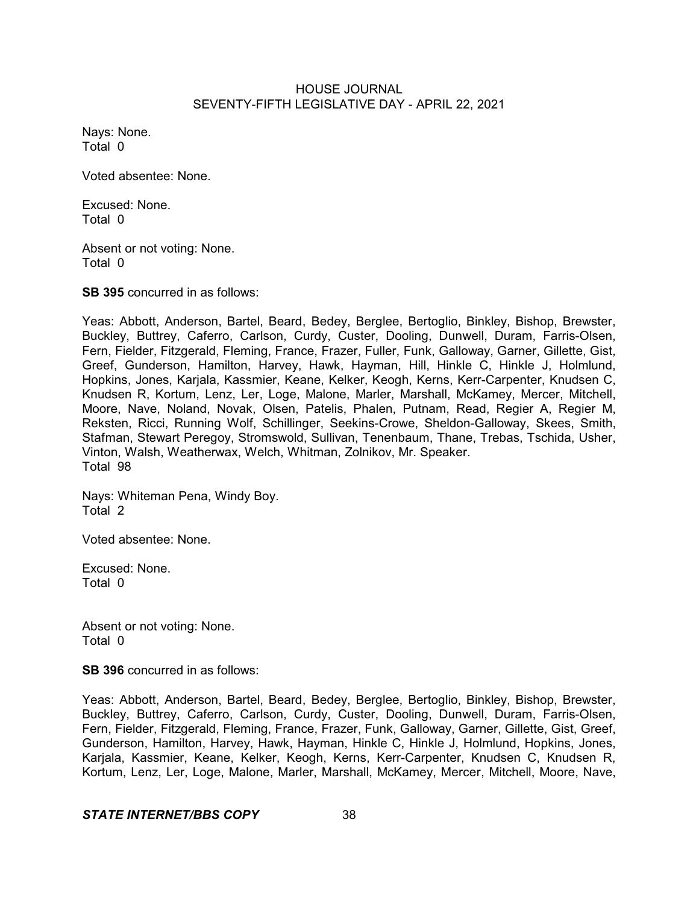Nays: None.
Total 0

Voted absentee: None.

Excused: None.
Total 0

Absent or not voting: None.
Total 0

**SB 395** concurred in as follows:

Yeas: Abbott, Anderson, Bartel, Beard, Bedey, Berglee, Bertoglio, Binkley, Bishop, Brewster, Buckley, Buttrey, Caferro, Carlson, Curdy, Custer, Dooling, Dunwell, Duram, Farris-Olsen, Fern, Fielder, Fitzgerald, Fleming, France, Frazer, Fuller, Funk, Galloway, Garner, Gillette, Gist, Greef, Gunderson, Hamilton, Harvey, Hawk, Hayman, Hill, Hinkle C, Hinkle J, Holmlund, Hopkins, Jones, Karjala, Kassmier, Keane, Kelker, Keogh, Kerns, Kerr-Carpenter, Knudsen C, Knudsen R, Kortum, Lenz, Ler, Loge, Malone, Marler, Marshall, McKamey, Mercer, Mitchell, Moore, Nave, Noland, Novak, Olsen, Patelis, Phalen, Putnam, Read, Regier A, Regier M, Reksten, Ricci, Running Wolf, Schillinger, Seekins-Crowe, Sheldon-Galloway, Skees, Smith, Stafman, Stewart Peregoy, Stromswold, Sullivan, Tenenbaum, Thane, Trebas, Tschida, Usher, Vinton, Walsh, Weatherwax, Welch, Whitman, Zolnikov, Mr. Speaker.
Total 98

Nays: Whiteman Pena, Windy Boy.
Total 2

Voted absentee: None.

Excused: None.
Total 0

Absent or not voting: None.
Total 0

**SB 396** concurred in as follows:

Yeas: Abbott, Anderson, Bartel, Beard, Bedey, Berglee, Bertoglio, Binkley, Bishop, Brewster, Buckley, Buttrey, Caferro, Carlson, Curdy, Custer, Dooling, Dunwell, Duram, Farris-Olsen, Fern, Fielder, Fitzgerald, Fleming, France, Frazer, Funk, Galloway, Garner, Gillette, Gist, Greef, Gunderson, Hamilton, Harvey, Hawk, Hayman, Hinkle C, Hinkle J, Holmlund, Hopkins, Jones, Karjala, Kassmier, Keane, Kelker, Keogh, Kerns, Kerr-Carpenter, Knudsen C, Knudsen R, Kortum, Lenz, Ler, Loge, Malone, Marler, Marshall, McKamey, Mercer, Mitchell, Moore, Nave,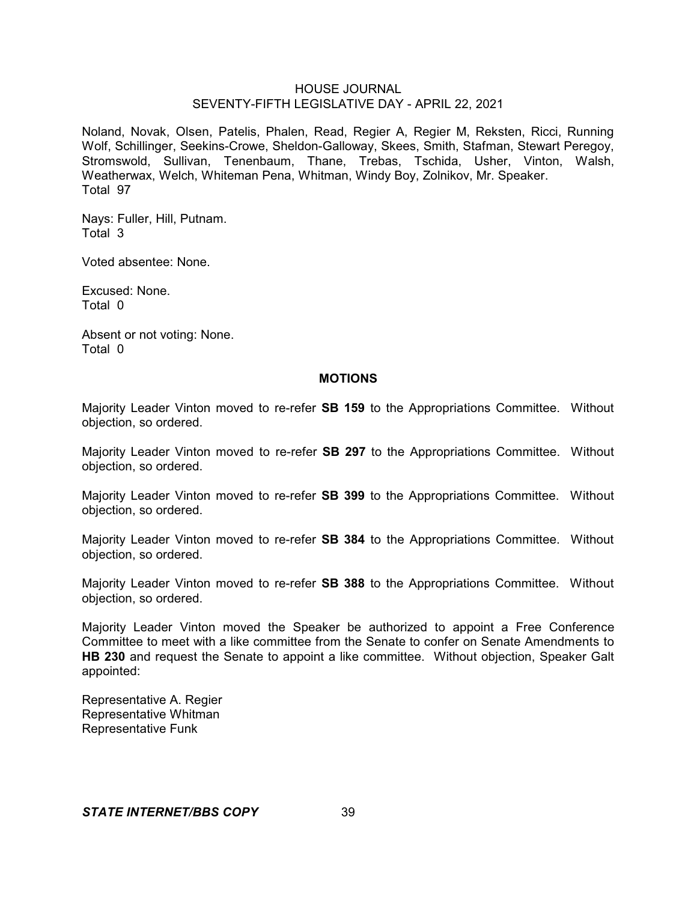Noland, Novak, Olsen, Patelis, Phalen, Read, Regier A, Regier M, Reksten, Ricci, Running Wolf, Schillinger, Seekins-Crowe, Sheldon-Galloway, Skees, Smith, Stafman, Stewart Peregoy, Stromswold, Sullivan, Tenenbaum, Thane, Trebas, Tschida, Usher, Vinton, Walsh, Weatherwax, Welch, Whiteman Pena, Whitman, Windy Boy, Zolnikov, Mr. Speaker.
Total 97

Nays: Fuller, Hill, Putnam.
Total 3

Voted absentee: None.

Excused: None.
Total 0

Absent or not voting: None.
Total 0

## MOTIONS

Majority Leader Vinton moved to re-refer **SB 159** to the Appropriations Committee. Without objection, so ordered.

Majority Leader Vinton moved to re-refer **SB 297** to the Appropriations Committee. Without objection, so ordered.

Majority Leader Vinton moved to re-refer **SB 399** to the Appropriations Committee. Without objection, so ordered.

Majority Leader Vinton moved to re-refer **SB 384** to the Appropriations Committee. Without objection, so ordered.

Majority Leader Vinton moved to re-refer **SB 388** to the Appropriations Committee. Without objection, so ordered.

Majority Leader Vinton moved the Speaker be authorized to appoint a Free Conference Committee to meet with a like committee from the Senate to confer on Senate Amendments to **HB 230** and request the Senate to appoint a like committee. Without objection, Speaker Galt appointed:

Representative A. Regier
Representative Whitman
Representative Funk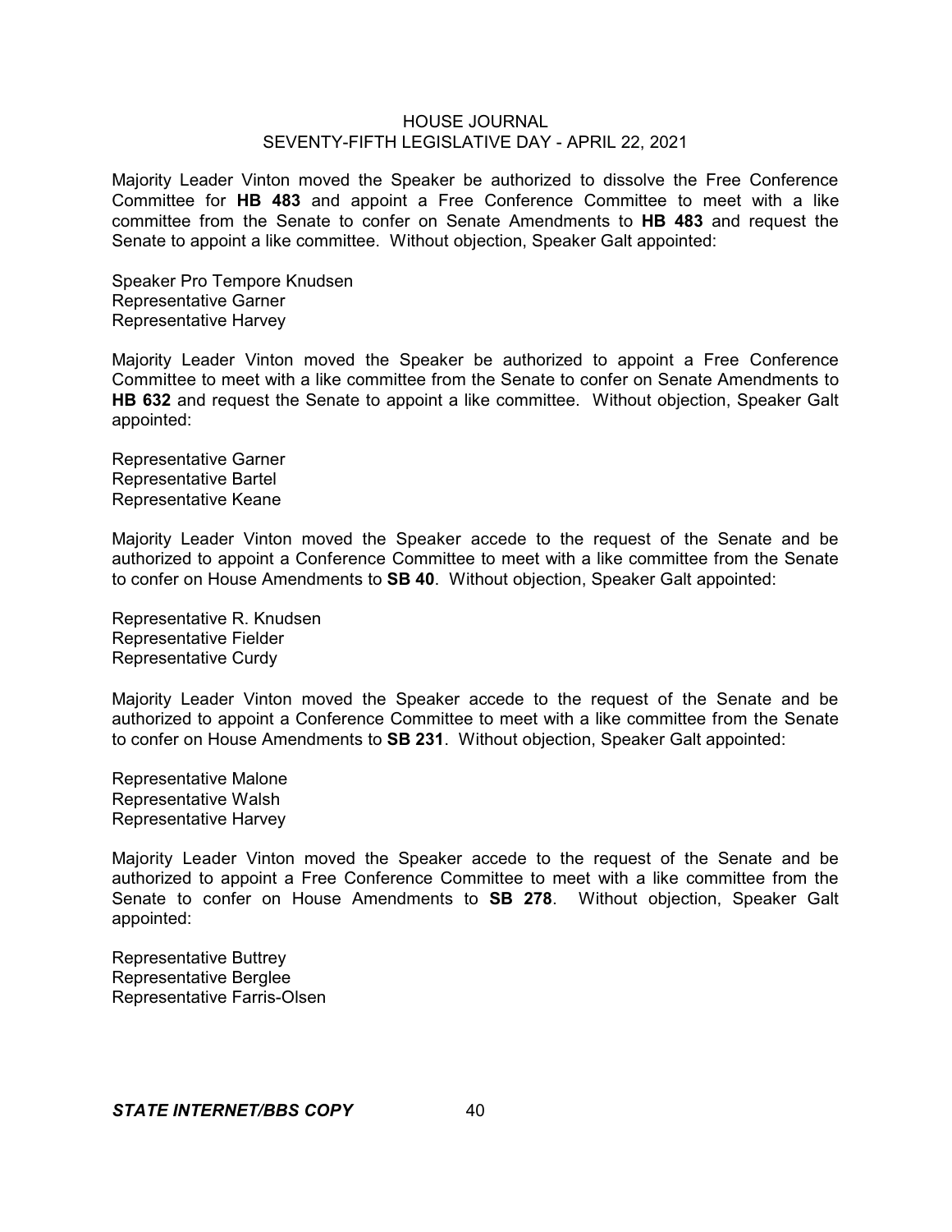Majority Leader Vinton moved the Speaker be authorized to dissolve the Free Conference Committee for **HB 483** and appoint a Free Conference Committee to meet with a like committee from the Senate to confer on Senate Amendments to **HB 483** and request the Senate to appoint a like committee. Without objection, Speaker Galt appointed:

Speaker Pro Tempore Knudsen
Representative Garner
Representative Harvey

Majority Leader Vinton moved the Speaker be authorized to appoint a Free Conference Committee to meet with a like committee from the Senate to confer on Senate Amendments to **HB 632** and request the Senate to appoint a like committee. Without objection, Speaker Galt appointed:

Representative Garner
Representative Bartel
Representative Keane

Majority Leader Vinton moved the Speaker accede to the request of the Senate and be authorized to appoint a Conference Committee to meet with a like committee from the Senate to confer on House Amendments to **SB 40**. Without objection, Speaker Galt appointed:

Representative R. Knudsen
Representative Fielder
Representative Curdy

Majority Leader Vinton moved the Speaker accede to the request of the Senate and be authorized to appoint a Conference Committee to meet with a like committee from the Senate to confer on House Amendments to **SB 231**. Without objection, Speaker Galt appointed:

Representative Malone
Representative Walsh
Representative Harvey

Majority Leader Vinton moved the Speaker accede to the request of the Senate and be authorized to appoint a Free Conference Committee to meet with a like committee from the Senate to confer on House Amendments to **SB 278**. Without objection, Speaker Galt appointed:

Representative Buttrey
Representative Berglee
Representative Farris-Olsen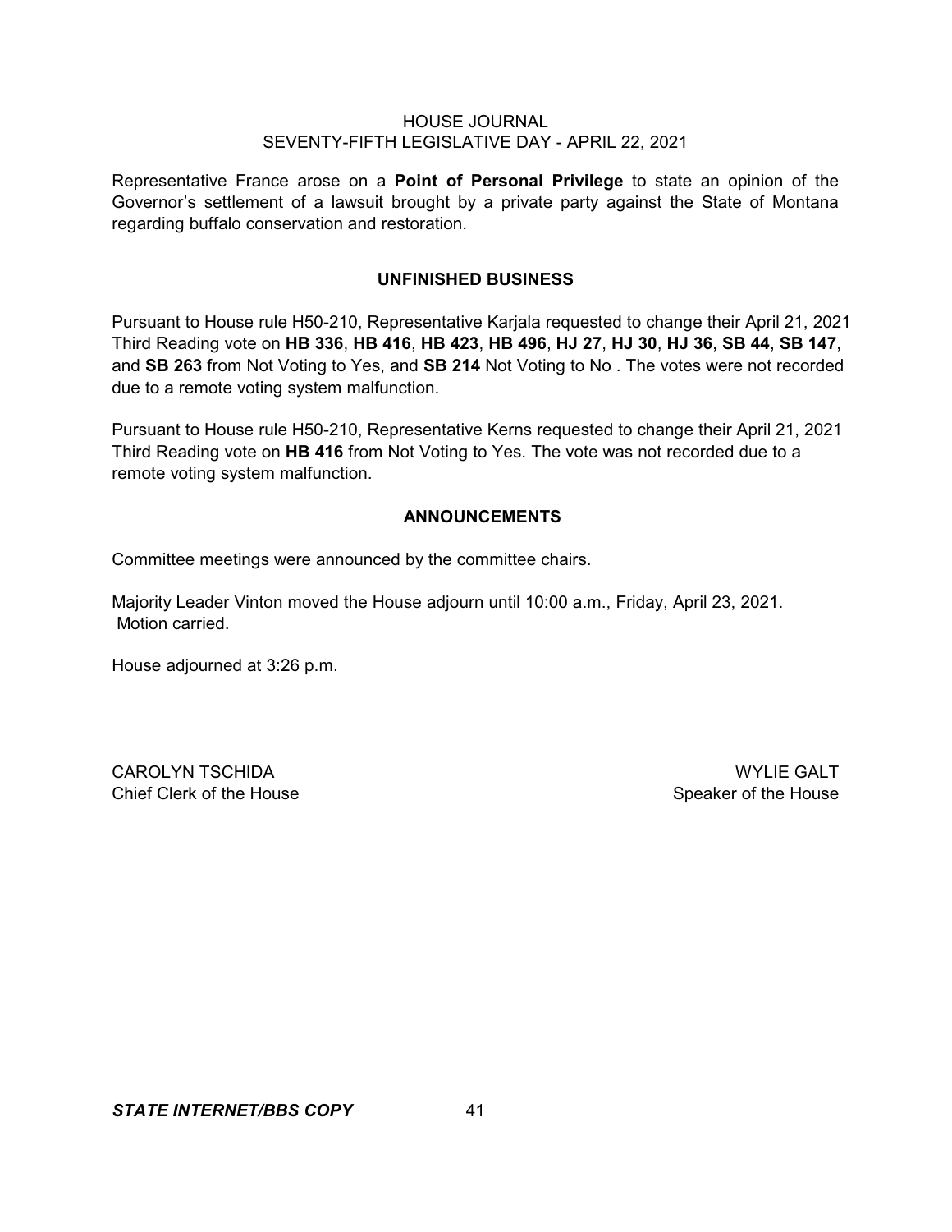HOUSE JOURNAL
SEVENTY-FIFTH LEGISLATIVE DAY - APRIL 22, 2021

Representative France arose on a **Point of Personal Privilege** to state an opinion of the Governor's settlement of a lawsuit brought by a private party against the State of Montana regarding buffalo conservation and restoration.

## UNFINISHED BUSINESS

Pursuant to House rule H50-210, Representative Karjala requested to change their April 21, 2021 Third Reading vote on **HB 336**, **HB 416**, **HB 423**, **HB 496**, **HJ 27**, **HJ 30**, **HJ 36**, **SB 44**, **SB 147**, and **SB 263** from Not Voting to Yes, and **SB 214** Not Voting to No . The votes were not recorded due to a remote voting system malfunction.

Pursuant to House rule H50-210, Representative Kerns requested to change their April 21, 2021 Third Reading vote on **HB 416** from Not Voting to Yes. The vote was not recorded due to a remote voting system malfunction.

## ANNOUNCEMENTS

Committee meetings were announced by the committee chairs.

Majority Leader Vinton moved the House adjourn until 10:00 a.m., Friday, April 23, 2021. Motion carried.

House adjourned at 3:26 p.m.

CAROLYN TSCHIDA
Chief Clerk of the House

WYLIE GALT
Speaker of the House

***STATE INTERNET/BBS COPY***